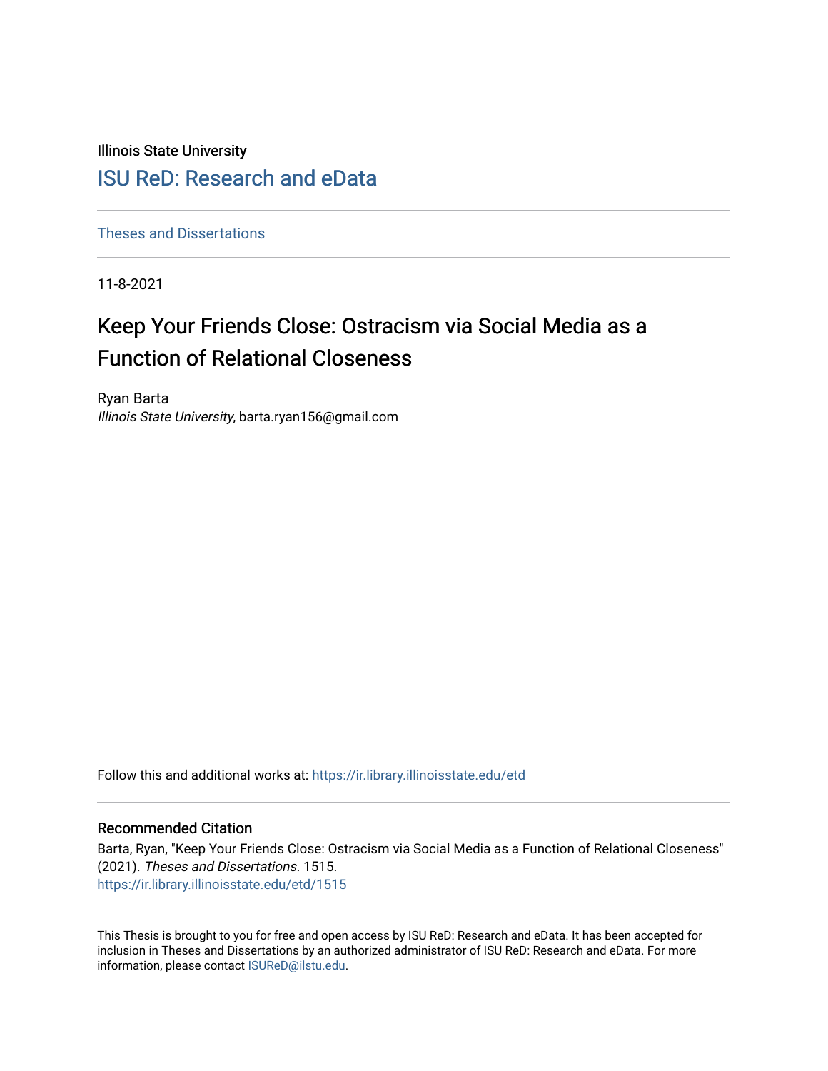Illinois State University

# ISU ReD: Research and eData

Theses and Dissertations

11-8-2021

# Keep Your Friends Close: Ostracism via Social Media as a Function of Relational Closeness

Ryan Barta
*Illinois State University*, barta.ryan156@gmail.com

Follow this and additional works at: https://ir.library.illinoisstate.edu/etd

## Recommended Citation

Barta, Ryan, "Keep Your Friends Close: Ostracism via Social Media as a Function of Relational Closeness" (2021). *Theses and Dissertations*. 1515.
https://ir.library.illinoisstate.edu/etd/1515

This Thesis is brought to you for free and open access by ISU ReD: Research and eData. It has been accepted for inclusion in Theses and Dissertations by an authorized administrator of ISU ReD: Research and eData. For more information, please contact ISUReD@ilstu.edu.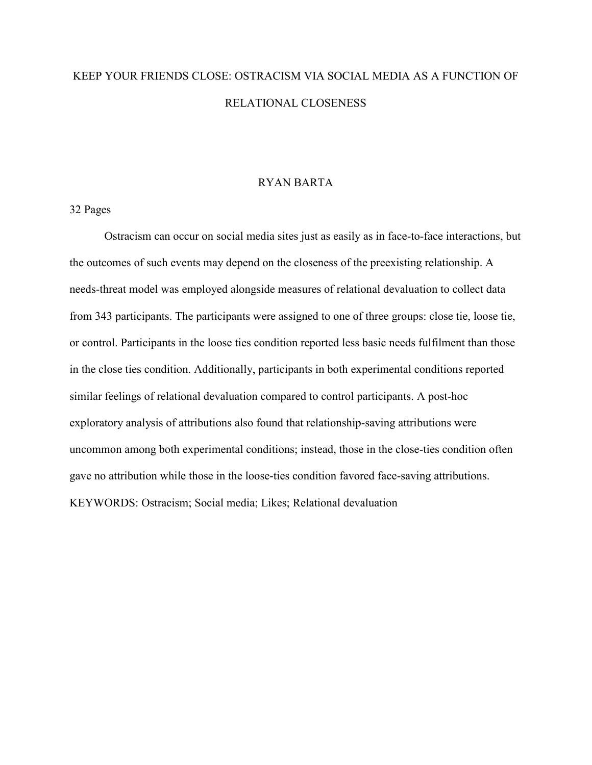# KEEP YOUR FRIENDS CLOSE: OSTRACISM VIA SOCIAL MEDIA AS A FUNCTION OF RELATIONAL CLOSENESS

RYAN BARTA

32 Pages

Ostracism can occur on social media sites just as easily as in face-to-face interactions, but the outcomes of such events may depend on the closeness of the preexisting relationship. A needs-threat model was employed alongside measures of relational devaluation to collect data from 343 participants. The participants were assigned to one of three groups: close tie, loose tie, or control. Participants in the loose ties condition reported less basic needs fulfilment than those in the close ties condition. Additionally, participants in both experimental conditions reported similar feelings of relational devaluation compared to control participants. A post-hoc exploratory analysis of attributions also found that relationship-saving attributions were uncommon among both experimental conditions; instead, those in the close-ties condition often gave no attribution while those in the loose-ties condition favored face-saving attributions.

KEYWORDS: Ostracism; Social media; Likes; Relational devaluation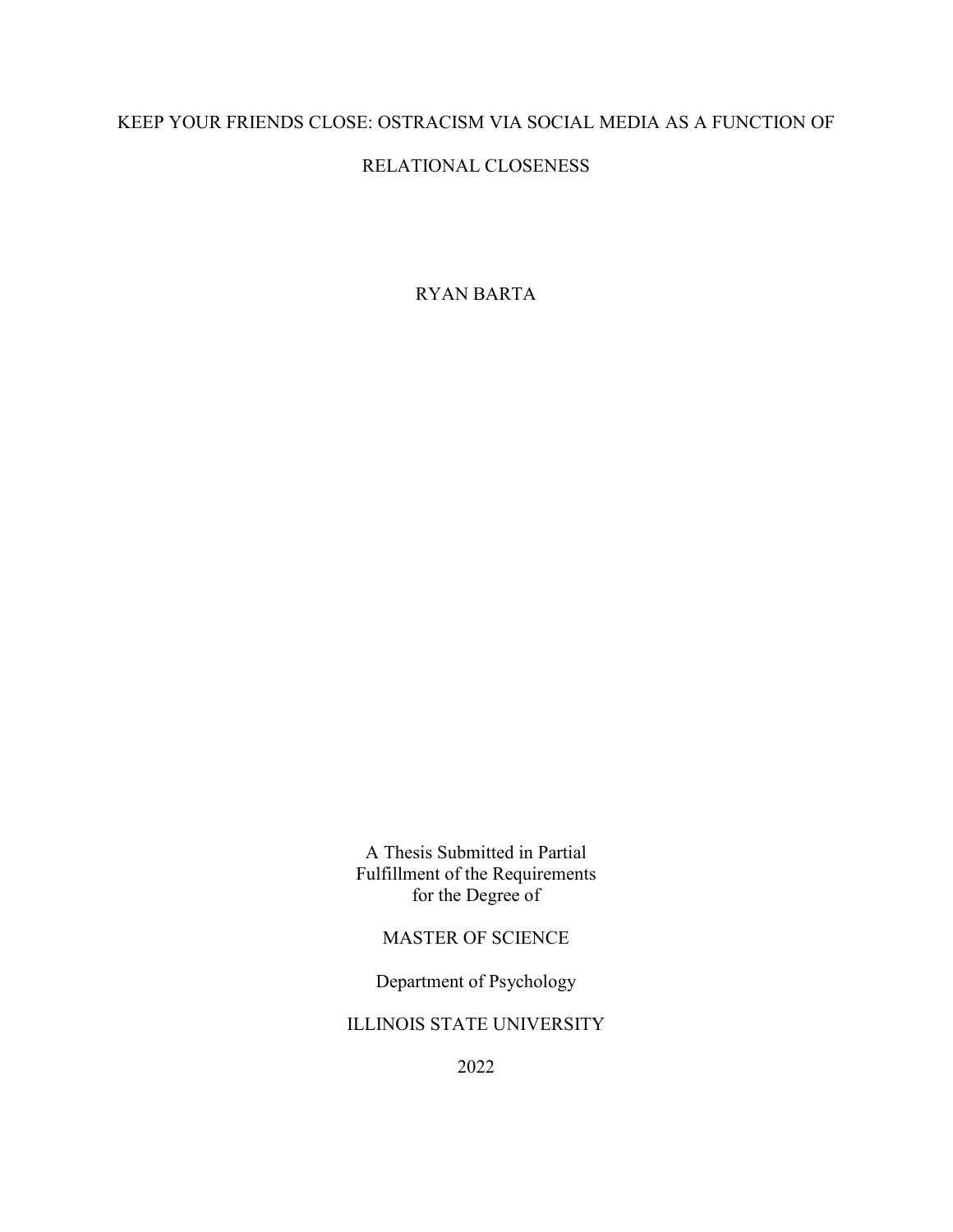# KEEP YOUR FRIENDS CLOSE: OSTRACISM VIA SOCIAL MEDIA AS A FUNCTION OF RELATIONAL CLOSENESS

RYAN BARTA

A Thesis Submitted in Partial
Fulfillment of the Requirements
for the Degree of

MASTER OF SCIENCE

Department of Psychology

ILLINOIS STATE UNIVERSITY

2022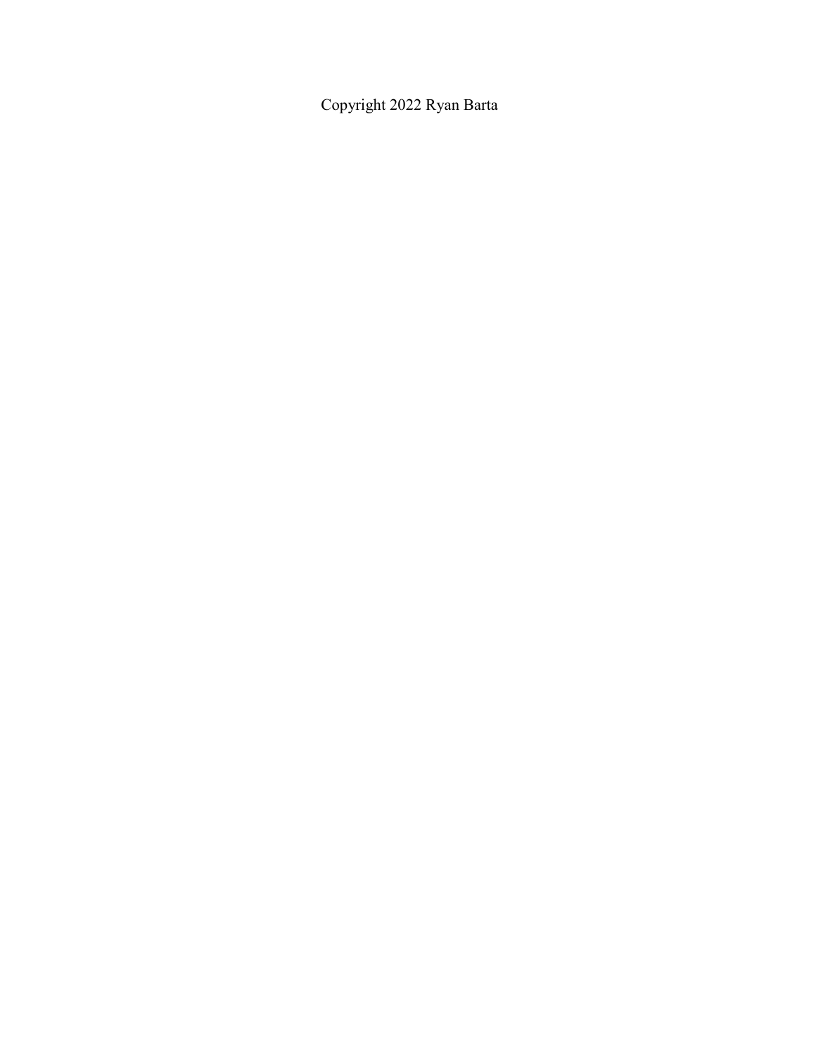Copyright 2022 Ryan Barta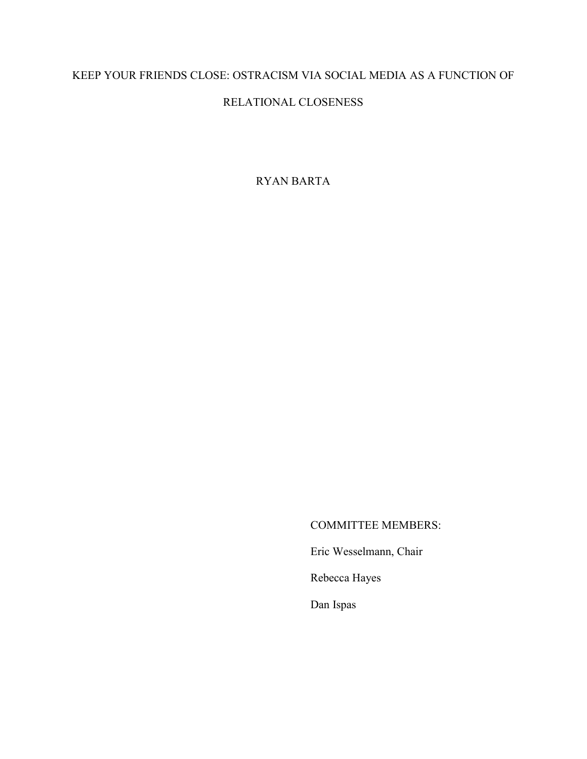# KEEP YOUR FRIENDS CLOSE: OSTRACISM VIA SOCIAL MEDIA AS A FUNCTION OF RELATIONAL CLOSENESS

RYAN BARTA

COMMITTEE MEMBERS:

Eric Wesselmann, Chair

Rebecca Hayes

Dan Ispas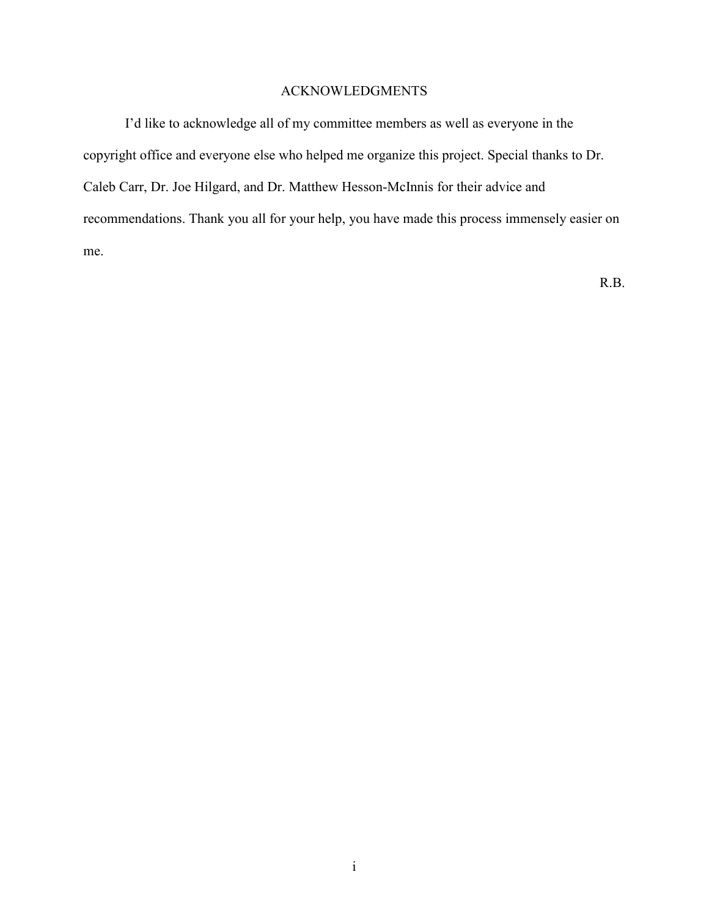# ACKNOWLEDGMENTS

I'd like to acknowledge all of my committee members as well as everyone in the copyright office and everyone else who helped me organize this project. Special thanks to Dr. Caleb Carr, Dr. Joe Hilgard, and Dr. Matthew Hesson-McInnis for their advice and recommendations. Thank you all for your help, you have made this process immensely easier on me.

R.B.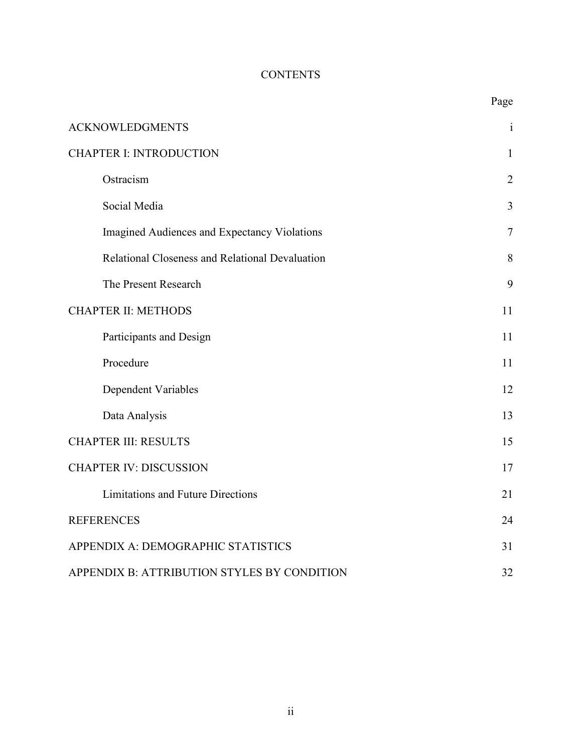# CONTENTS

| | Page |
|---|---|
| ACKNOWLEDGMENTS | i |
| CHAPTER I: INTRODUCTION | 1 |
| Ostracism | 2 |
| Social Media | 3 |
| Imagined Audiences and Expectancy Violations | 7 |
| Relational Closeness and Relational Devaluation | 8 |
| The Present Research | 9 |
| CHAPTER II: METHODS | 11 |
| Participants and Design | 11 |
| Procedure | 11 |
| Dependent Variables | 12 |
| Data Analysis | 13 |
| CHAPTER III: RESULTS | 15 |
| CHAPTER IV: DISCUSSION | 17 |
| Limitations and Future Directions | 21 |
| REFERENCES | 24 |
| APPENDIX A: DEMOGRAPHIC STATISTICS | 31 |
| APPENDIX B: ATTRIBUTION STYLES BY CONDITION | 32 |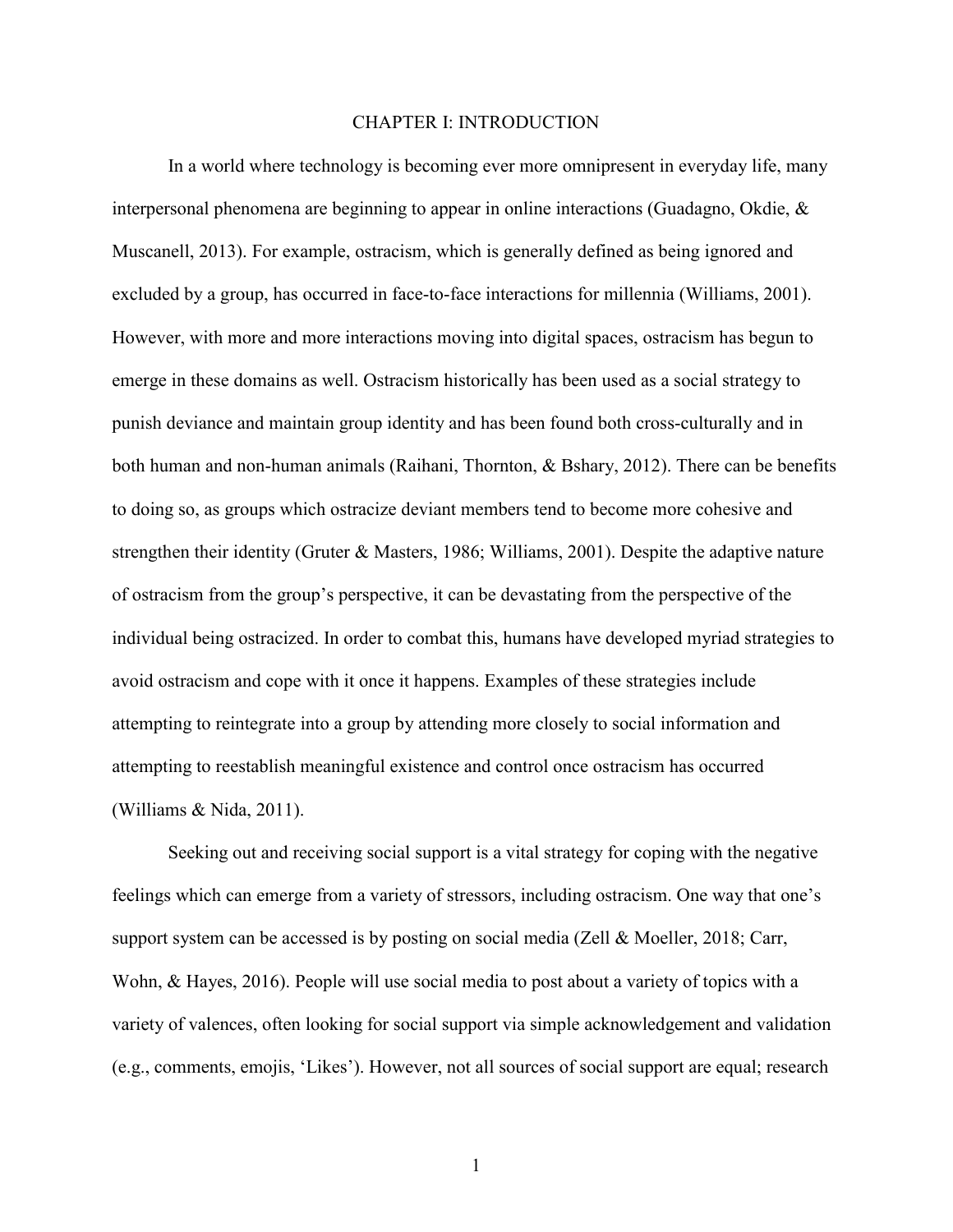# CHAPTER I: INTRODUCTION

In a world where technology is becoming ever more omnipresent in everyday life, many interpersonal phenomena are beginning to appear in online interactions (Guadagno, Okdie, & Muscanell, 2013). For example, ostracism, which is generally defined as being ignored and excluded by a group, has occurred in face-to-face interactions for millennia (Williams, 2001). However, with more and more interactions moving into digital spaces, ostracism has begun to emerge in these domains as well. Ostracism historically has been used as a social strategy to punish deviance and maintain group identity and has been found both cross-culturally and in both human and non-human animals (Raihani, Thornton, & Bshary, 2012). There can be benefits to doing so, as groups which ostracize deviant members tend to become more cohesive and strengthen their identity (Gruter & Masters, 1986; Williams, 2001). Despite the adaptive nature of ostracism from the group's perspective, it can be devastating from the perspective of the individual being ostracized. In order to combat this, humans have developed myriad strategies to avoid ostracism and cope with it once it happens. Examples of these strategies include attempting to reintegrate into a group by attending more closely to social information and attempting to reestablish meaningful existence and control once ostracism has occurred (Williams & Nida, 2011).

Seeking out and receiving social support is a vital strategy for coping with the negative feelings which can emerge from a variety of stressors, including ostracism. One way that one's support system can be accessed is by posting on social media (Zell & Moeller, 2018; Carr, Wohn, & Hayes, 2016). People will use social media to post about a variety of topics with a variety of valences, often looking for social support via simple acknowledgement and validation (e.g., comments, emojis, 'Likes'). However, not all sources of social support are equal; research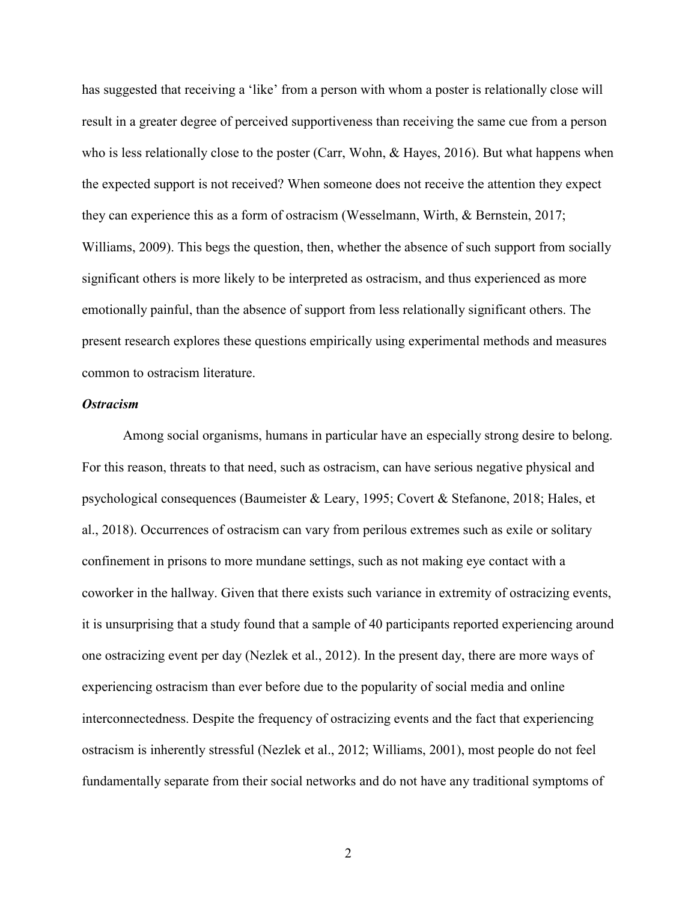has suggested that receiving a 'like' from a person with whom a poster is relationally close will result in a greater degree of perceived supportiveness than receiving the same cue from a person who is less relationally close to the poster (Carr, Wohn, & Hayes, 2016). But what happens when the expected support is not received? When someone does not receive the attention they expect they can experience this as a form of ostracism (Wesselmann, Wirth, & Bernstein, 2017; Williams, 2009). This begs the question, then, whether the absence of such support from socially significant others is more likely to be interpreted as ostracism, and thus experienced as more emotionally painful, than the absence of support from less relationally significant others. The present research explores these questions empirically using experimental methods and measures common to ostracism literature.

### *Ostracism*

Among social organisms, humans in particular have an especially strong desire to belong. For this reason, threats to that need, such as ostracism, can have serious negative physical and psychological consequences (Baumeister & Leary, 1995; Covert & Stefanone, 2018; Hales, et al., 2018). Occurrences of ostracism can vary from perilous extremes such as exile or solitary confinement in prisons to more mundane settings, such as not making eye contact with a coworker in the hallway. Given that there exists such variance in extremity of ostracizing events, it is unsurprising that a study found that a sample of 40 participants reported experiencing around one ostracizing event per day (Nezlek et al., 2012). In the present day, there are more ways of experiencing ostracism than ever before due to the popularity of social media and online interconnectedness. Despite the frequency of ostracizing events and the fact that experiencing ostracism is inherently stressful (Nezlek et al., 2012; Williams, 2001), most people do not feel fundamentally separate from their social networks and do not have any traditional symptoms of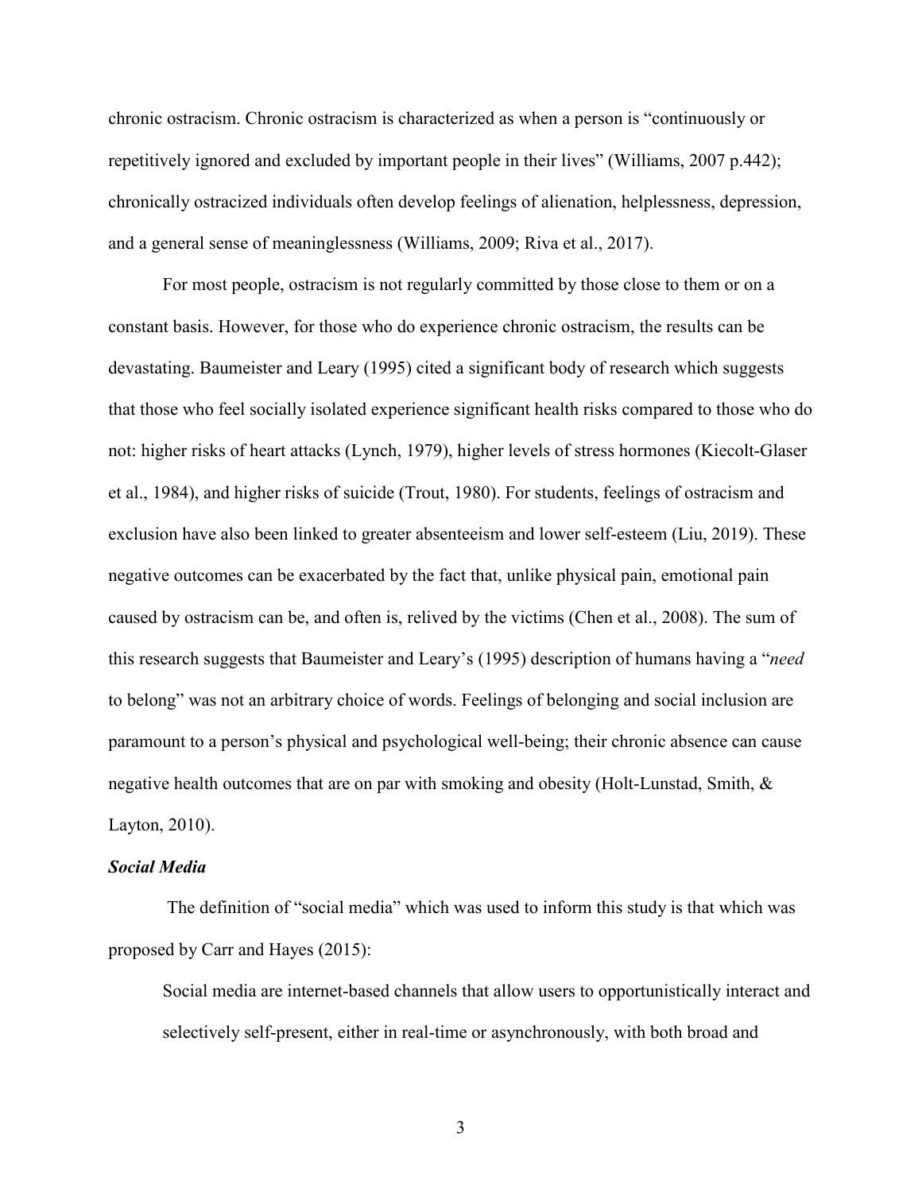chronic ostracism. Chronic ostracism is characterized as when a person is "continuously or repetitively ignored and excluded by important people in their lives" (Williams, 2007 p.442); chronically ostracized individuals often develop feelings of alienation, helplessness, depression, and a general sense of meaninglessness (Williams, 2009; Riva et al., 2017).

For most people, ostracism is not regularly committed by those close to them or on a constant basis. However, for those who do experience chronic ostracism, the results can be devastating. Baumeister and Leary (1995) cited a significant body of research which suggests that those who feel socially isolated experience significant health risks compared to those who do not: higher risks of heart attacks (Lynch, 1979), higher levels of stress hormones (Kiecolt-Glaser et al., 1984), and higher risks of suicide (Trout, 1980). For students, feelings of ostracism and exclusion have also been linked to greater absenteeism and lower self-esteem (Liu, 2019). These negative outcomes can be exacerbated by the fact that, unlike physical pain, emotional pain caused by ostracism can be, and often is, relived by the victims (Chen et al., 2008). The sum of this research suggests that Baumeister and Leary's (1995) description of humans having a "*need* to belong" was not an arbitrary choice of words. Feelings of belonging and social inclusion are paramount to a person's physical and psychological well-being; their chronic absence can cause negative health outcomes that are on par with smoking and obesity (Holt-Lunstad, Smith, & Layton, 2010).

***Social Media***

The definition of "social media" which was used to inform this study is that which was proposed by Carr and Hayes (2015):

> Social media are internet-based channels that allow users to opportunistically interact and selectively self-present, either in real-time or asynchronously, with both broad and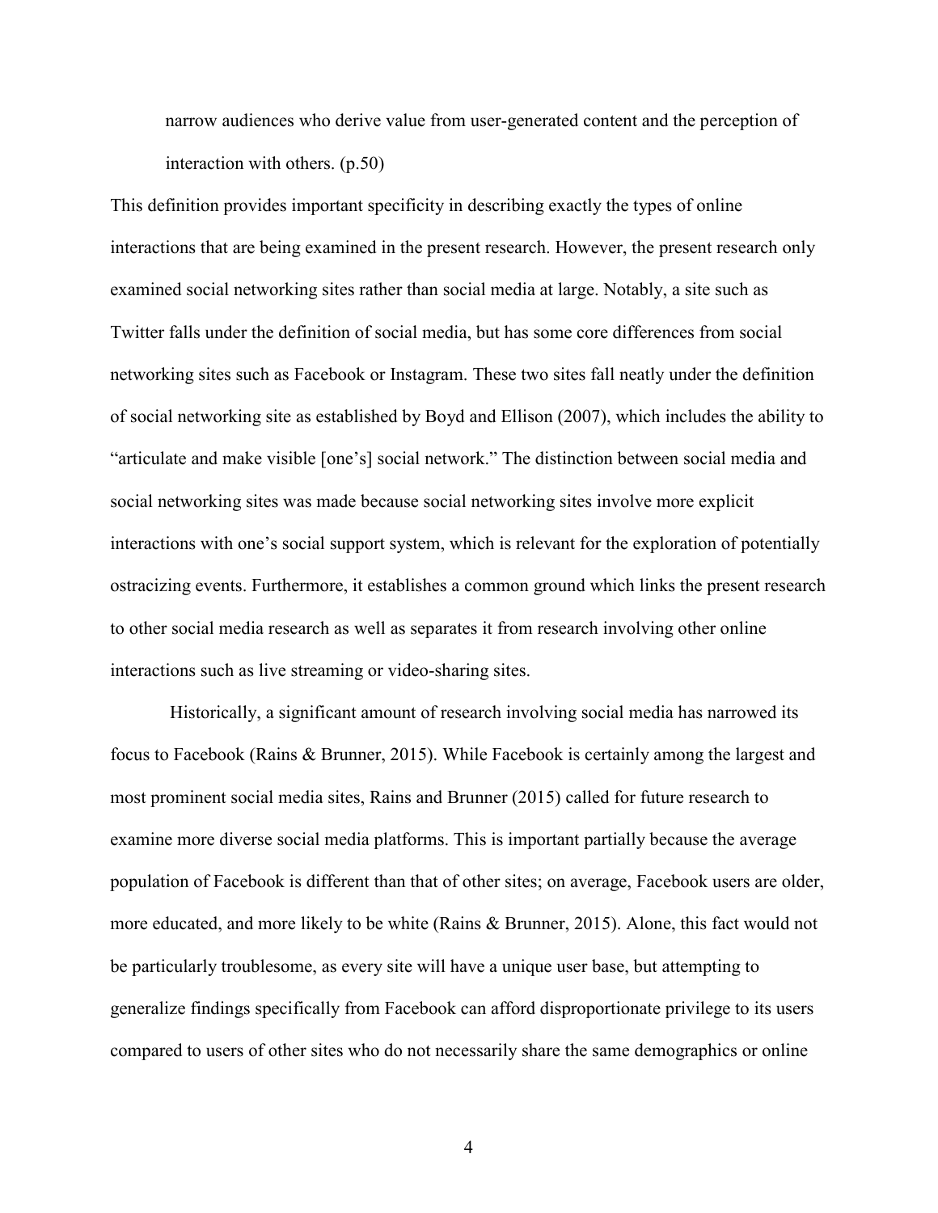> narrow audiences who derive value from user-generated content and the perception of interaction with others. (p.50)

This definition provides important specificity in describing exactly the types of online interactions that are being examined in the present research. However, the present research only examined social networking sites rather than social media at large. Notably, a site such as Twitter falls under the definition of social media, but has some core differences from social networking sites such as Facebook or Instagram. These two sites fall neatly under the definition of social networking site as established by Boyd and Ellison (2007), which includes the ability to "articulate and make visible [one's] social network." The distinction between social media and social networking sites was made because social networking sites involve more explicit interactions with one's social support system, which is relevant for the exploration of potentially ostracizing events. Furthermore, it establishes a common ground which links the present research to other social media research as well as separates it from research involving other online interactions such as live streaming or video-sharing sites.

Historically, a significant amount of research involving social media has narrowed its focus to Facebook (Rains & Brunner, 2015). While Facebook is certainly among the largest and most prominent social media sites, Rains and Brunner (2015) called for future research to examine more diverse social media platforms. This is important partially because the average population of Facebook is different than that of other sites; on average, Facebook users are older, more educated, and more likely to be white (Rains & Brunner, 2015). Alone, this fact would not be particularly troublesome, as every site will have a unique user base, but attempting to generalize findings specifically from Facebook can afford disproportionate privilege to its users compared to users of other sites who do not necessarily share the same demographics or online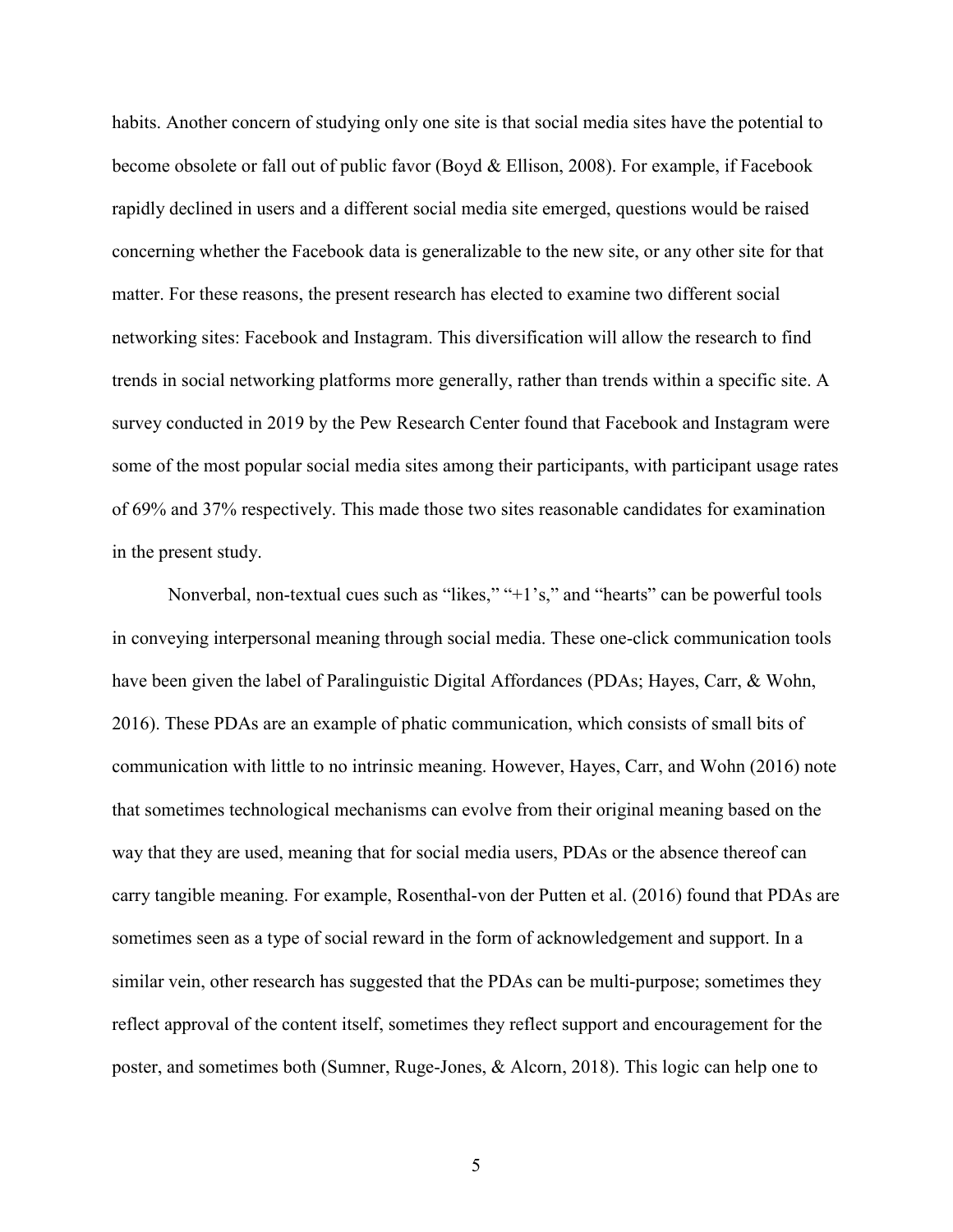habits. Another concern of studying only one site is that social media sites have the potential to become obsolete or fall out of public favor (Boyd & Ellison, 2008). For example, if Facebook rapidly declined in users and a different social media site emerged, questions would be raised concerning whether the Facebook data is generalizable to the new site, or any other site for that matter. For these reasons, the present research has elected to examine two different social networking sites: Facebook and Instagram. This diversification will allow the research to find trends in social networking platforms more generally, rather than trends within a specific site. A survey conducted in 2019 by the Pew Research Center found that Facebook and Instagram were some of the most popular social media sites among their participants, with participant usage rates of 69% and 37% respectively. This made those two sites reasonable candidates for examination in the present study.

Nonverbal, non-textual cues such as "likes," "+1's," and "hearts" can be powerful tools in conveying interpersonal meaning through social media. These one-click communication tools have been given the label of Paralinguistic Digital Affordances (PDAs; Hayes, Carr, & Wohn, 2016). These PDAs are an example of phatic communication, which consists of small bits of communication with little to no intrinsic meaning. However, Hayes, Carr, and Wohn (2016) note that sometimes technological mechanisms can evolve from their original meaning based on the way that they are used, meaning that for social media users, PDAs or the absence thereof can carry tangible meaning. For example, Rosenthal-von der Putten et al. (2016) found that PDAs are sometimes seen as a type of social reward in the form of acknowledgement and support. In a similar vein, other research has suggested that the PDAs can be multi-purpose; sometimes they reflect approval of the content itself, sometimes they reflect support and encouragement for the poster, and sometimes both (Sumner, Ruge-Jones, & Alcorn, 2018). This logic can help one to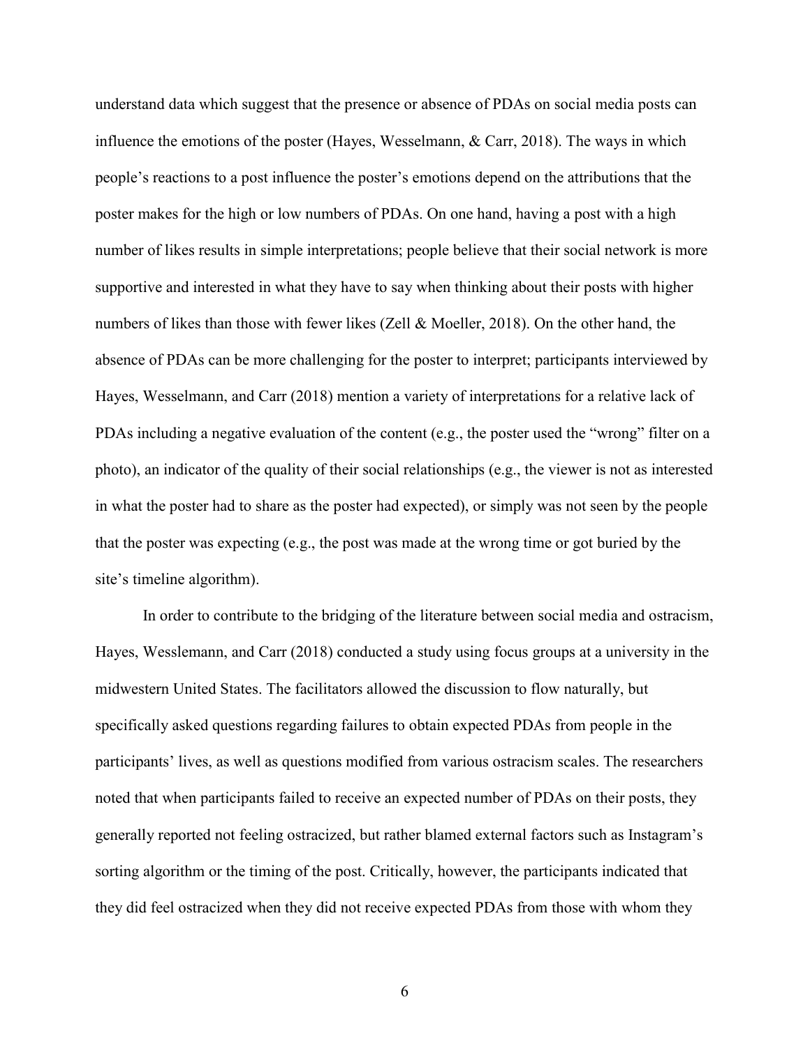understand data which suggest that the presence or absence of PDAs on social media posts can influence the emotions of the poster (Hayes, Wesselmann, & Carr, 2018). The ways in which people's reactions to a post influence the poster's emotions depend on the attributions that the poster makes for the high or low numbers of PDAs. On one hand, having a post with a high number of likes results in simple interpretations; people believe that their social network is more supportive and interested in what they have to say when thinking about their posts with higher numbers of likes than those with fewer likes (Zell & Moeller, 2018). On the other hand, the absence of PDAs can be more challenging for the poster to interpret; participants interviewed by Hayes, Wesselmann, and Carr (2018) mention a variety of interpretations for a relative lack of PDAs including a negative evaluation of the content (e.g., the poster used the "wrong" filter on a photo), an indicator of the quality of their social relationships (e.g., the viewer is not as interested in what the poster had to share as the poster had expected), or simply was not seen by the people that the poster was expecting (e.g., the post was made at the wrong time or got buried by the site's timeline algorithm).

In order to contribute to the bridging of the literature between social media and ostracism, Hayes, Wesslemann, and Carr (2018) conducted a study using focus groups at a university in the midwestern United States. The facilitators allowed the discussion to flow naturally, but specifically asked questions regarding failures to obtain expected PDAs from people in the participants' lives, as well as questions modified from various ostracism scales. The researchers noted that when participants failed to receive an expected number of PDAs on their posts, they generally reported not feeling ostracized, but rather blamed external factors such as Instagram's sorting algorithm or the timing of the post. Critically, however, the participants indicated that they did feel ostracized when they did not receive expected PDAs from those with whom they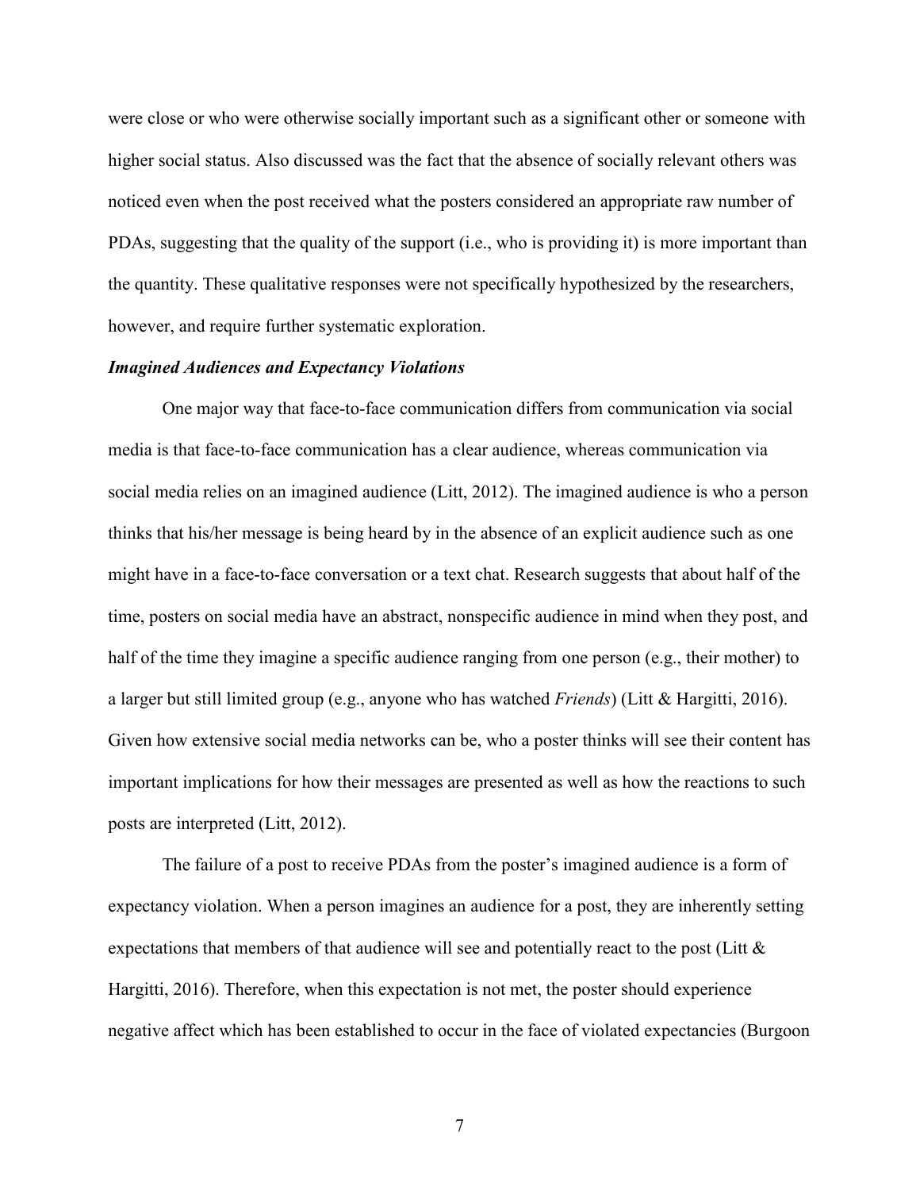were close or who were otherwise socially important such as a significant other or someone with higher social status. Also discussed was the fact that the absence of socially relevant others was noticed even when the post received what the posters considered an appropriate raw number of PDAs, suggesting that the quality of the support (i.e., who is providing it) is more important than the quantity. These qualitative responses were not specifically hypothesized by the researchers, however, and require further systematic exploration.

### *Imagined Audiences and Expectancy Violations*

One major way that face-to-face communication differs from communication via social media is that face-to-face communication has a clear audience, whereas communication via social media relies on an imagined audience (Litt, 2012). The imagined audience is who a person thinks that his/her message is being heard by in the absence of an explicit audience such as one might have in a face-to-face conversation or a text chat. Research suggests that about half of the time, posters on social media have an abstract, nonspecific audience in mind when they post, and half of the time they imagine a specific audience ranging from one person (e.g., their mother) to a larger but still limited group (e.g., anyone who has watched *Friends*) (Litt & Hargitti, 2016). Given how extensive social media networks can be, who a poster thinks will see their content has important implications for how their messages are presented as well as how the reactions to such posts are interpreted (Litt, 2012).

The failure of a post to receive PDAs from the poster's imagined audience is a form of expectancy violation. When a person imagines an audience for a post, they are inherently setting expectations that members of that audience will see and potentially react to the post (Litt & Hargitti, 2016). Therefore, when this expectation is not met, the poster should experience negative affect which has been established to occur in the face of violated expectancies (Burgoon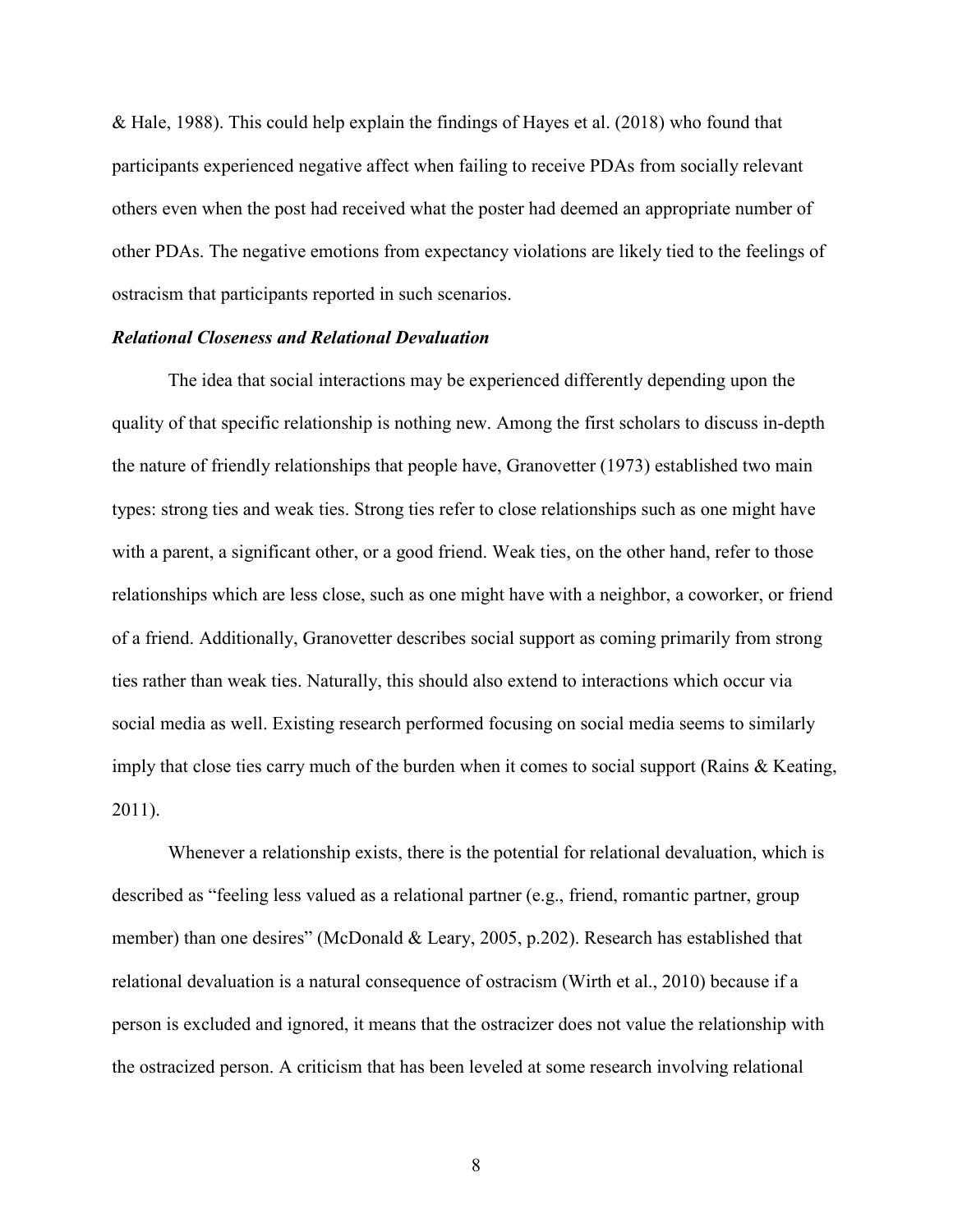& Hale, 1988). This could help explain the findings of Hayes et al. (2018) who found that participants experienced negative affect when failing to receive PDAs from socially relevant others even when the post had received what the poster had deemed an appropriate number of other PDAs. The negative emotions from expectancy violations are likely tied to the feelings of ostracism that participants reported in such scenarios.

### ***Relational Closeness and Relational Devaluation***

The idea that social interactions may be experienced differently depending upon the quality of that specific relationship is nothing new. Among the first scholars to discuss in-depth the nature of friendly relationships that people have, Granovetter (1973) established two main types: strong ties and weak ties. Strong ties refer to close relationships such as one might have with a parent, a significant other, or a good friend. Weak ties, on the other hand, refer to those relationships which are less close, such as one might have with a neighbor, a coworker, or friend of a friend. Additionally, Granovetter describes social support as coming primarily from strong ties rather than weak ties. Naturally, this should also extend to interactions which occur via social media as well. Existing research performed focusing on social media seems to similarly imply that close ties carry much of the burden when it comes to social support (Rains & Keating, 2011).

Whenever a relationship exists, there is the potential for relational devaluation, which is described as "feeling less valued as a relational partner (e.g., friend, romantic partner, group member) than one desires" (McDonald & Leary, 2005, p.202). Research has established that relational devaluation is a natural consequence of ostracism (Wirth et al., 2010) because if a person is excluded and ignored, it means that the ostracizer does not value the relationship with the ostracized person. A criticism that has been leveled at some research involving relational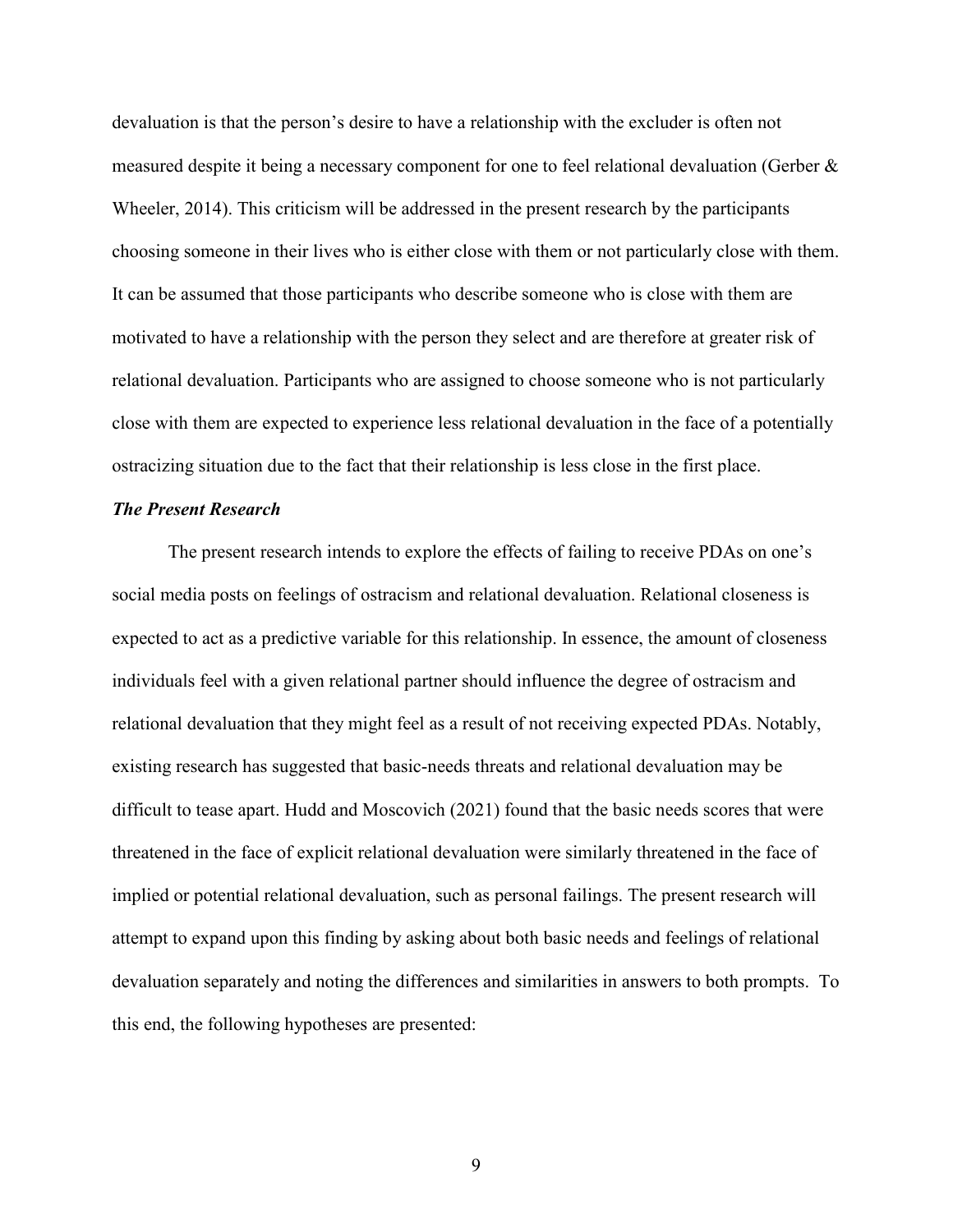devaluation is that the person's desire to have a relationship with the excluder is often not measured despite it being a necessary component for one to feel relational devaluation (Gerber & Wheeler, 2014). This criticism will be addressed in the present research by the participants choosing someone in their lives who is either close with them or not particularly close with them. It can be assumed that those participants who describe someone who is close with them are motivated to have a relationship with the person they select and are therefore at greater risk of relational devaluation. Participants who are assigned to choose someone who is not particularly close with them are expected to experience less relational devaluation in the face of a potentially ostracizing situation due to the fact that their relationship is less close in the first place.

### *The Present Research*

The present research intends to explore the effects of failing to receive PDAs on one's social media posts on feelings of ostracism and relational devaluation. Relational closeness is expected to act as a predictive variable for this relationship. In essence, the amount of closeness individuals feel with a given relational partner should influence the degree of ostracism and relational devaluation that they might feel as a result of not receiving expected PDAs. Notably, existing research has suggested that basic-needs threats and relational devaluation may be difficult to tease apart. Hudd and Moscovich (2021) found that the basic needs scores that were threatened in the face of explicit relational devaluation were similarly threatened in the face of implied or potential relational devaluation, such as personal failings. The present research will attempt to expand upon this finding by asking about both basic needs and feelings of relational devaluation separately and noting the differences and similarities in answers to both prompts. To this end, the following hypotheses are presented: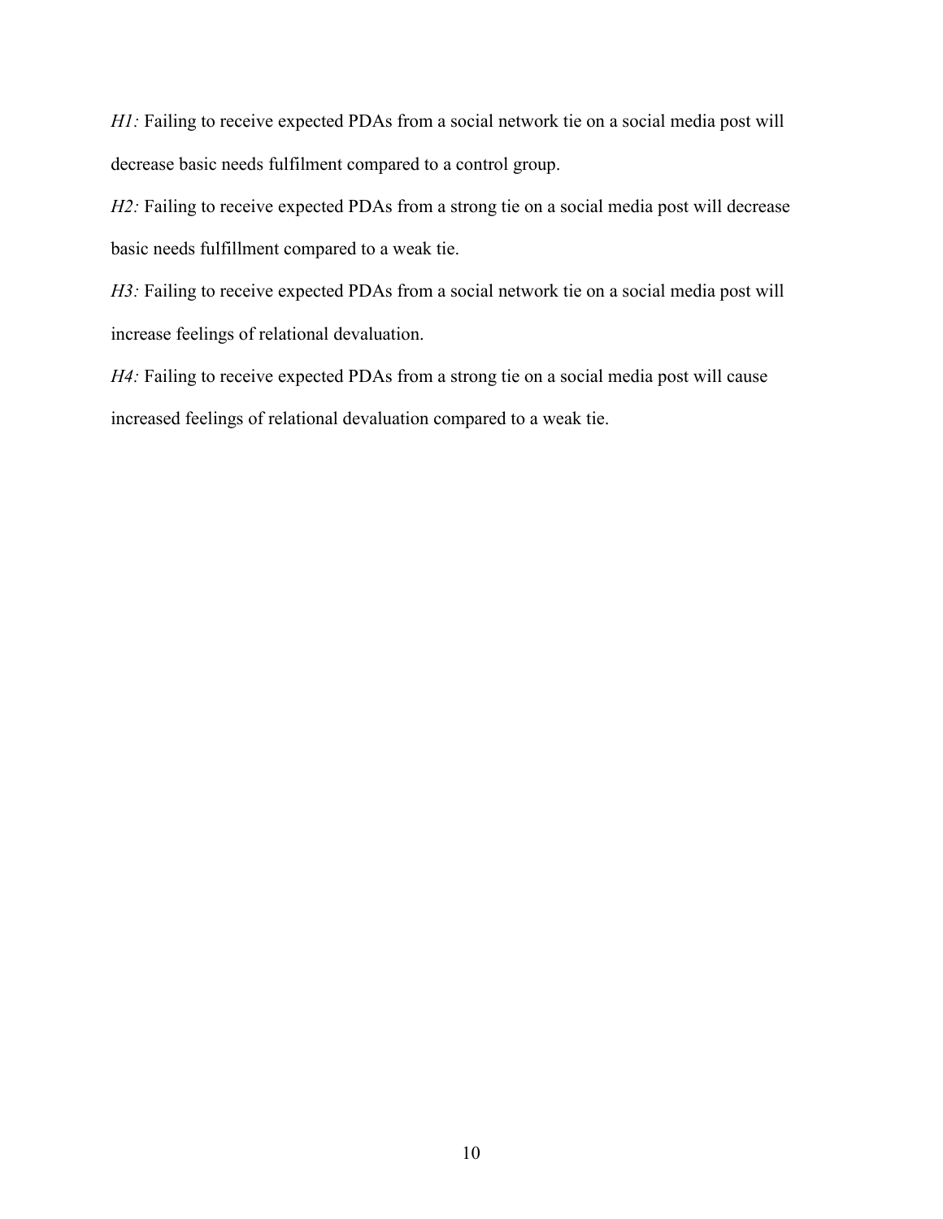*H1:* Failing to receive expected PDAs from a social network tie on a social media post will decrease basic needs fulfilment compared to a control group.

*H2:* Failing to receive expected PDAs from a strong tie on a social media post will decrease basic needs fulfillment compared to a weak tie.

*H3:* Failing to receive expected PDAs from a social network tie on a social media post will increase feelings of relational devaluation.

*H4:* Failing to receive expected PDAs from a strong tie on a social media post will cause increased feelings of relational devaluation compared to a weak tie.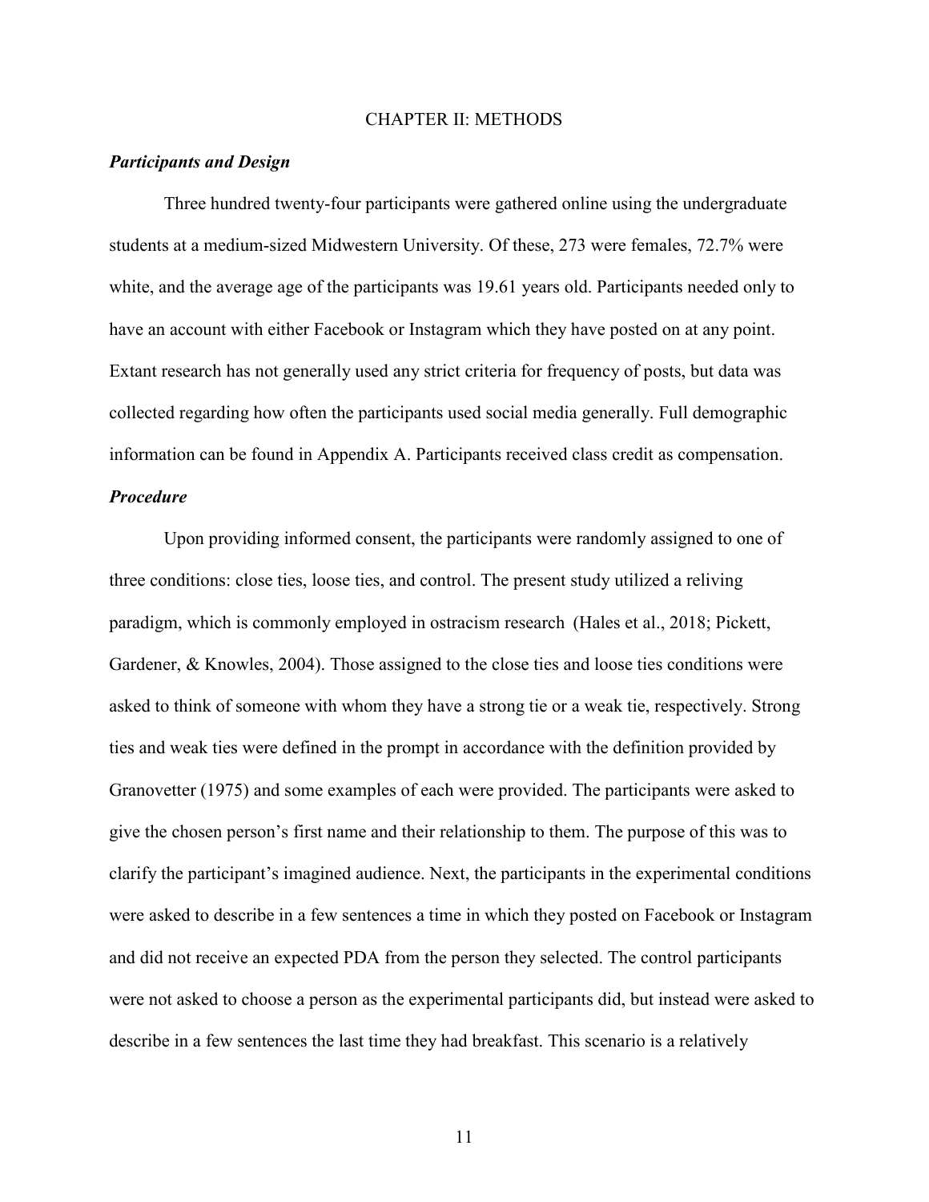# CHAPTER II: METHODS

### *Participants and Design*

Three hundred twenty-four participants were gathered online using the undergraduate students at a medium-sized Midwestern University. Of these, 273 were females, 72.7% were white, and the average age of the participants was 19.61 years old. Participants needed only to have an account with either Facebook or Instagram which they have posted on at any point. Extant research has not generally used any strict criteria for frequency of posts, but data was collected regarding how often the participants used social media generally. Full demographic information can be found in Appendix A. Participants received class credit as compensation.

### *Procedure*

Upon providing informed consent, the participants were randomly assigned to one of three conditions: close ties, loose ties, and control. The present study utilized a reliving paradigm, which is commonly employed in ostracism research (Hales et al., 2018; Pickett, Gardener, & Knowles, 2004). Those assigned to the close ties and loose ties conditions were asked to think of someone with whom they have a strong tie or a weak tie, respectively. Strong ties and weak ties were defined in the prompt in accordance with the definition provided by Granovetter (1975) and some examples of each were provided. The participants were asked to give the chosen person's first name and their relationship to them. The purpose of this was to clarify the participant's imagined audience. Next, the participants in the experimental conditions were asked to describe in a few sentences a time in which they posted on Facebook or Instagram and did not receive an expected PDA from the person they selected. The control participants were not asked to choose a person as the experimental participants did, but instead were asked to describe in a few sentences the last time they had breakfast. This scenario is a relatively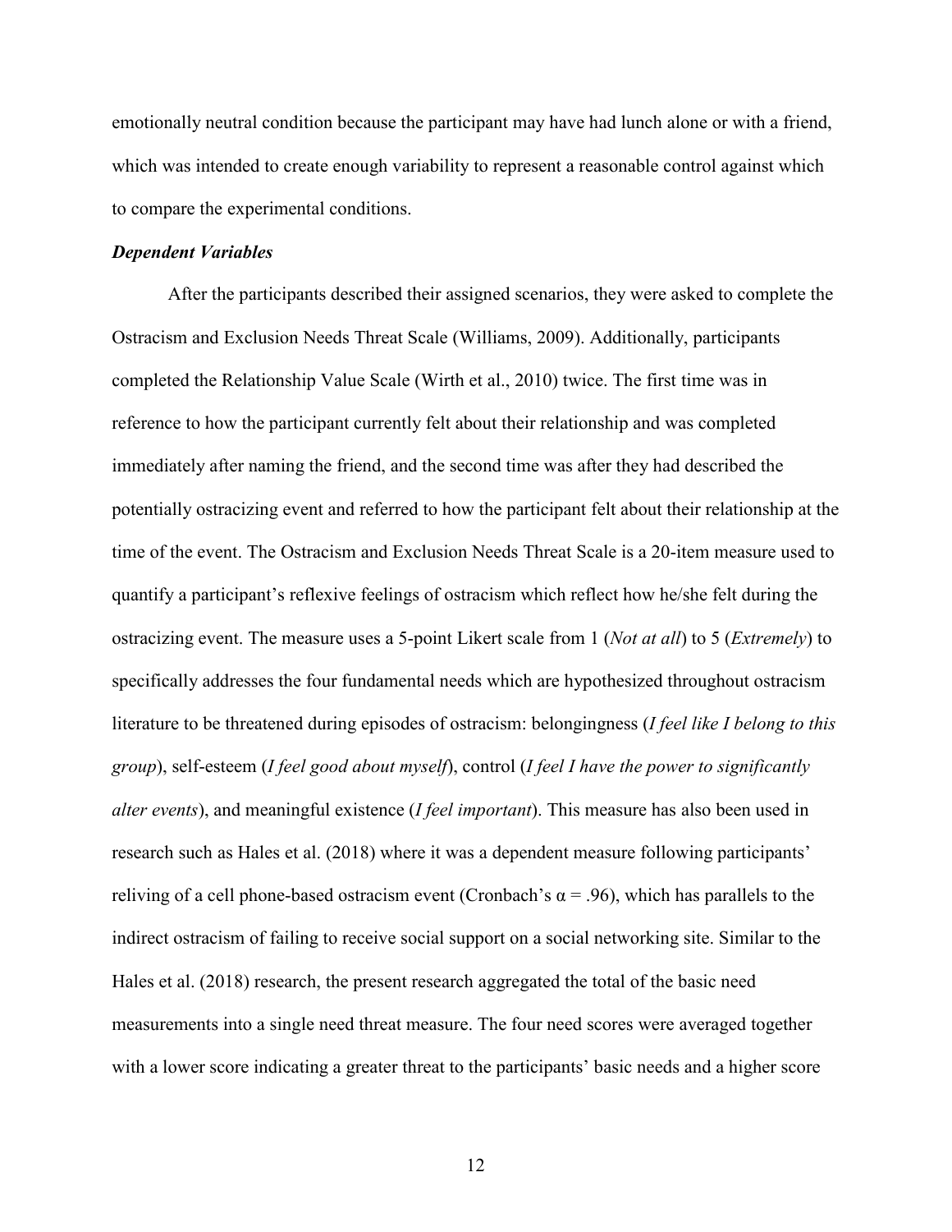emotionally neutral condition because the participant may have had lunch alone or with a friend, which was intended to create enough variability to represent a reasonable control against which to compare the experimental conditions.

### *Dependent Variables*

After the participants described their assigned scenarios, they were asked to complete the Ostracism and Exclusion Needs Threat Scale (Williams, 2009). Additionally, participants completed the Relationship Value Scale (Wirth et al., 2010) twice. The first time was in reference to how the participant currently felt about their relationship and was completed immediately after naming the friend, and the second time was after they had described the potentially ostracizing event and referred to how the participant felt about their relationship at the time of the event. The Ostracism and Exclusion Needs Threat Scale is a 20-item measure used to quantify a participant's reflexive feelings of ostracism which reflect how he/she felt during the ostracizing event. The measure uses a 5-point Likert scale from 1 (*Not at all*) to 5 (*Extremely*) to specifically addresses the four fundamental needs which are hypothesized throughout ostracism literature to be threatened during episodes of ostracism: belongingness (*I feel like I belong to this group*), self-esteem (*I feel good about myself*), control (*I feel I have the power to significantly alter events*), and meaningful existence (*I feel important*). This measure has also been used in research such as Hales et al. (2018) where it was a dependent measure following participants' reliving of a cell phone-based ostracism event (Cronbach's $\alpha = .96$), which has parallels to the indirect ostracism of failing to receive social support on a social networking site. Similar to the Hales et al. (2018) research, the present research aggregated the total of the basic need measurements into a single need threat measure. The four need scores were averaged together with a lower score indicating a greater threat to the participants' basic needs and a higher score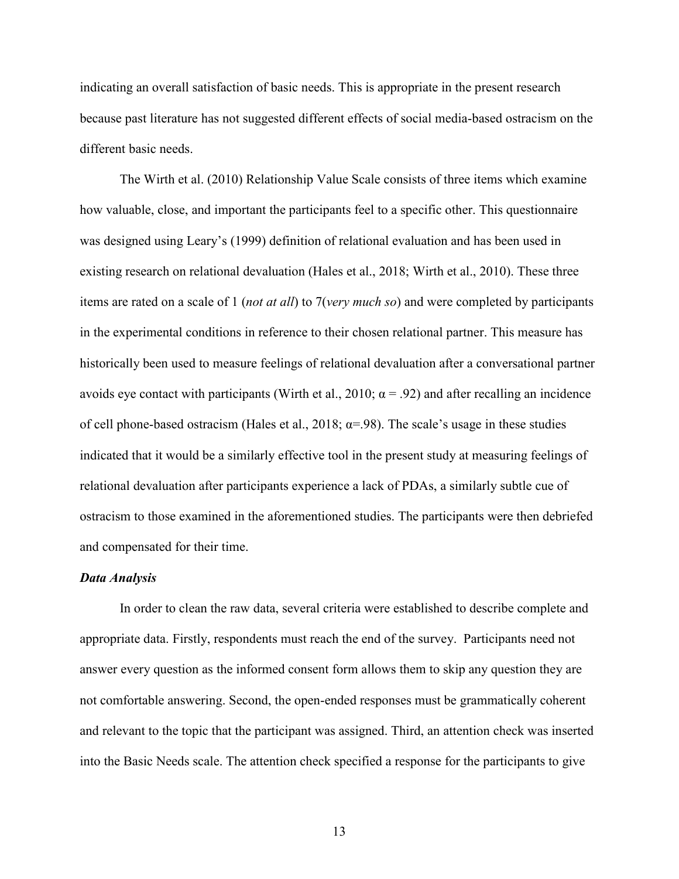indicating an overall satisfaction of basic needs. This is appropriate in the present research because past literature has not suggested different effects of social media-based ostracism on the different basic needs.

The Wirth et al. (2010) Relationship Value Scale consists of three items which examine how valuable, close, and important the participants feel to a specific other. This questionnaire was designed using Leary's (1999) definition of relational evaluation and has been used in existing research on relational devaluation (Hales et al., 2018; Wirth et al., 2010). These three items are rated on a scale of 1 (*not at all*) to 7(*very much so*) and were completed by participants in the experimental conditions in reference to their chosen relational partner. This measure has historically been used to measure feelings of relational devaluation after a conversational partner avoids eye contact with participants (Wirth et al., 2010; $\alpha = .92$) and after recalling an incidence of cell phone-based ostracism (Hales et al., 2018; $\alpha=.98$). The scale's usage in these studies indicated that it would be a similarly effective tool in the present study at measuring feelings of relational devaluation after participants experience a lack of PDAs, a similarly subtle cue of ostracism to those examined in the aforementioned studies. The participants were then debriefed and compensated for their time.

### ***Data Analysis***

In order to clean the raw data, several criteria were established to describe complete and appropriate data. Firstly, respondents must reach the end of the survey. Participants need not answer every question as the informed consent form allows them to skip any question they are not comfortable answering. Second, the open-ended responses must be grammatically coherent and relevant to the topic that the participant was assigned. Third, an attention check was inserted into the Basic Needs scale. The attention check specified a response for the participants to give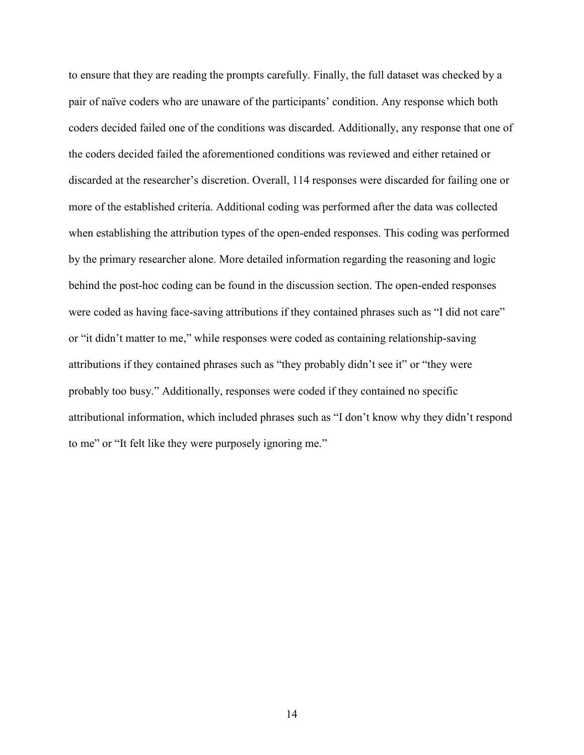to ensure that they are reading the prompts carefully. Finally, the full dataset was checked by a pair of naïve coders who are unaware of the participants' condition. Any response which both coders decided failed one of the conditions was discarded. Additionally, any response that one of the coders decided failed the aforementioned conditions was reviewed and either retained or discarded at the researcher's discretion. Overall, 114 responses were discarded for failing one or more of the established criteria. Additional coding was performed after the data was collected when establishing the attribution types of the open-ended responses. This coding was performed by the primary researcher alone. More detailed information regarding the reasoning and logic behind the post-hoc coding can be found in the discussion section. The open-ended responses were coded as having face-saving attributions if they contained phrases such as "I did not care" or "it didn't matter to me," while responses were coded as containing relationship-saving attributions if they contained phrases such as "they probably didn't see it" or "they were probably too busy." Additionally, responses were coded if they contained no specific attributional information, which included phrases such as "I don't know why they didn't respond to me" or "It felt like they were purposely ignoring me."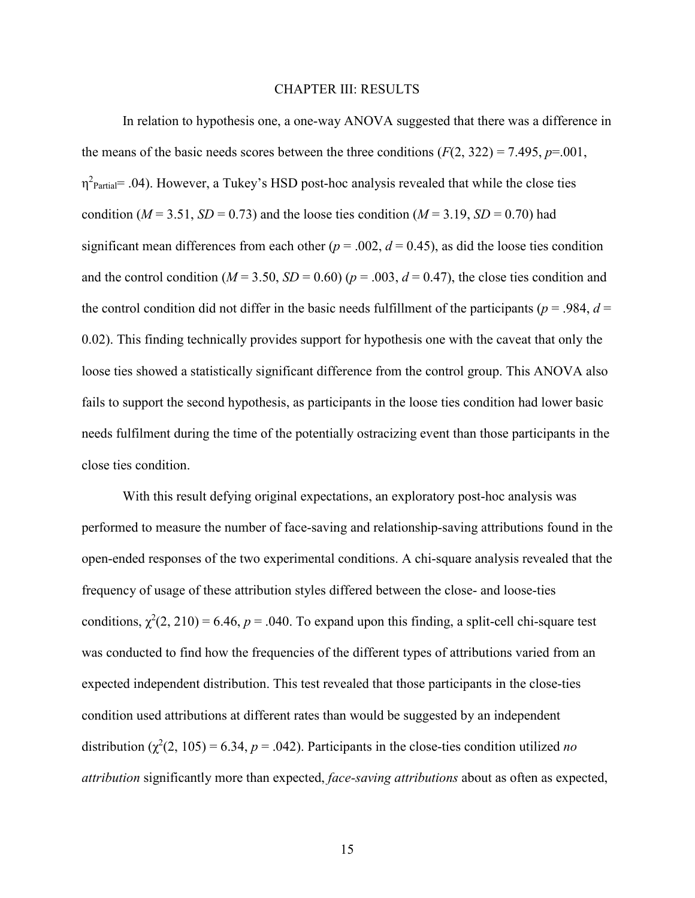# CHAPTER III: RESULTS

In relation to hypothesis one, a one-way ANOVA suggested that there was a difference in the means of the basic needs scores between the three conditions ($F(2, 322) = 7.495$, $p$=.001, $\eta^2_{Partial}$= .04). However, a Tukey's HSD post-hoc analysis revealed that while the close ties condition ($M$ = 3.51, $SD$ = 0.73) and the loose ties condition ($M$ = 3.19, $SD$ = 0.70) had significant mean differences from each other ($p$ = .002, $d$ = 0.45), as did the loose ties condition and the control condition ($M$ = 3.50, $SD$ = 0.60) ($p$ = .003, $d$ = 0.47), the close ties condition and the control condition did not differ in the basic needs fulfillment of the participants ($p$ = .984, $d$ = 0.02). This finding technically provides support for hypothesis one with the caveat that only the loose ties showed a statistically significant difference from the control group. This ANOVA also fails to support the second hypothesis, as participants in the loose ties condition had lower basic needs fulfilment during the time of the potentially ostracizing event than those participants in the close ties condition.

With this result defying original expectations, an exploratory post-hoc analysis was performed to measure the number of face-saving and relationship-saving attributions found in the open-ended responses of the two experimental conditions. A chi-square analysis revealed that the frequency of usage of these attribution styles differed between the close- and loose-ties conditions, $\chi^2(2, 210) = 6.46$, $p$ = .040. To expand upon this finding, a split-cell chi-square test was conducted to find how the frequencies of the different types of attributions varied from an expected independent distribution. This test revealed that those participants in the close-ties condition used attributions at different rates than would be suggested by an independent distribution ($\chi^2(2, 105) = 6.34$, $p$ = .042). Participants in the close-ties condition utilized *no attribution* significantly more than expected, *face-saving attributions* about as often as expected,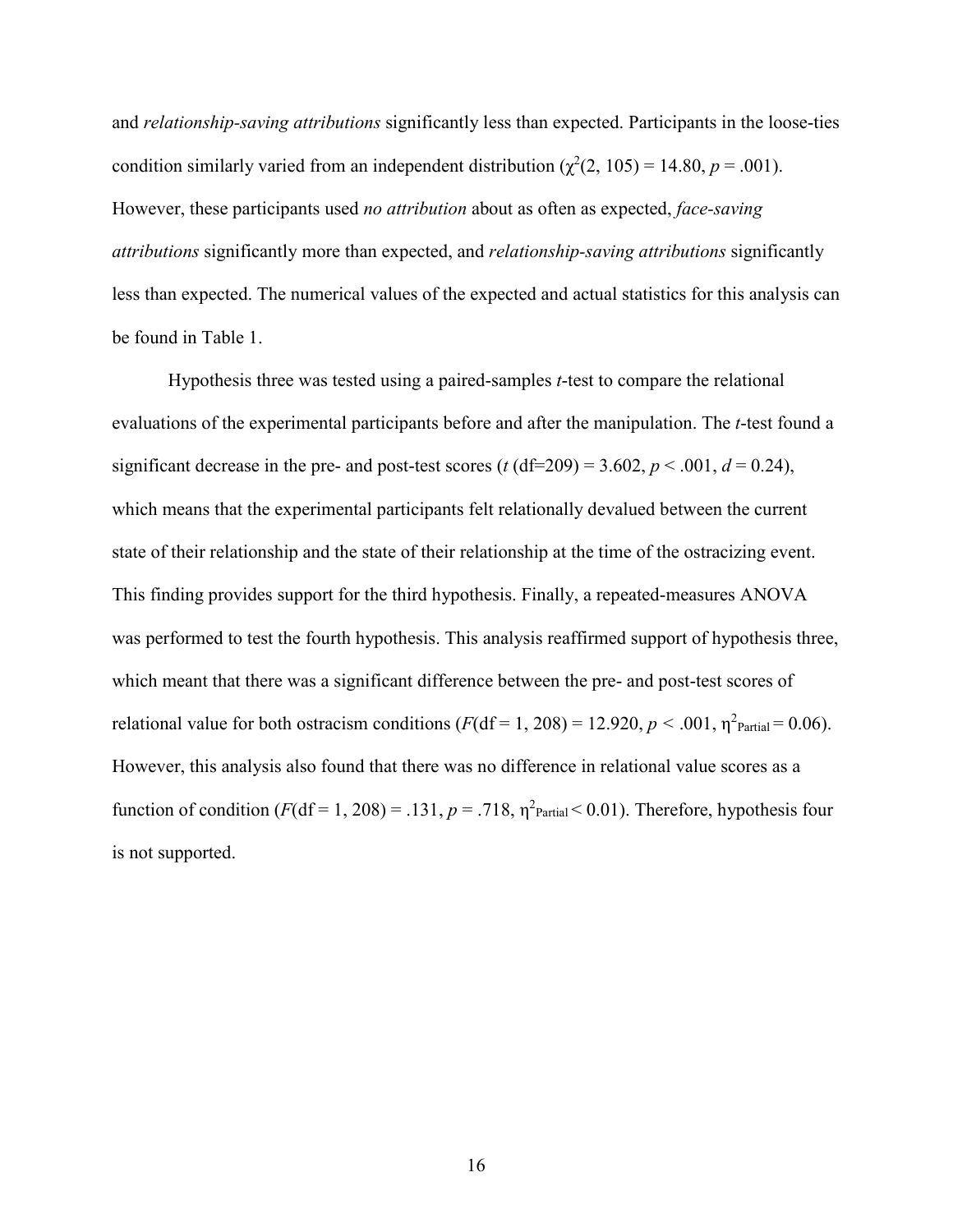and *relationship-saving attributions* significantly less than expected. Participants in the loose-ties condition similarly varied from an independent distribution ($\chi^2(2, 105) = 14.80$, $p = .001$). However, these participants used *no attribution* about as often as expected, *face-saving attributions* significantly more than expected, and *relationship-saving attributions* significantly less than expected. The numerical values of the expected and actual statistics for this analysis can be found in Table 1.

Hypothesis three was tested using a paired-samples *t*-test to compare the relational evaluations of the experimental participants before and after the manipulation. The *t*-test found a significant decrease in the pre- and post-test scores ($t$ (df=209) = 3.602, $p < .001$, $d = 0.24$), which means that the experimental participants felt relationally devalued between the current state of their relationship and the state of their relationship at the time of the ostracizing event. This finding provides support for the third hypothesis. Finally, a repeated-measures ANOVA was performed to test the fourth hypothesis. This analysis reaffirmed support of hypothesis three, which meant that there was a significant difference between the pre- and post-test scores of relational value for both ostracism conditions ($F$(df = 1, 208) = 12.920, $p < .001$, $\eta^2_{\text{Partial}} = 0.06$). However, this analysis also found that there was no difference in relational value scores as a function of condition ($F$(df = 1, 208) = .131, $p = .718$, $\eta^2_{\text{Partial}} < 0.01$). Therefore, hypothesis four is not supported.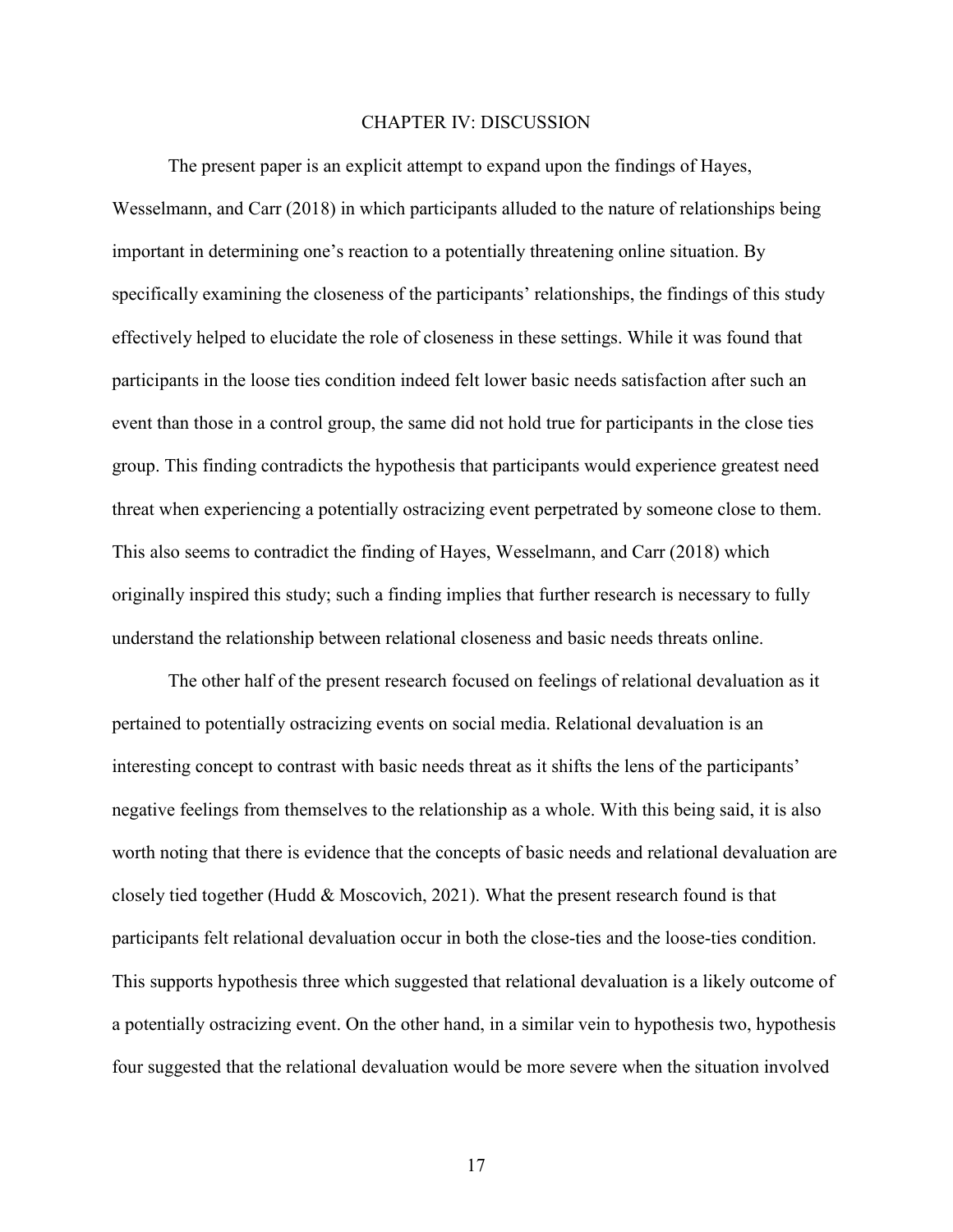# CHAPTER IV: DISCUSSION

The present paper is an explicit attempt to expand upon the findings of Hayes, Wesselmann, and Carr (2018) in which participants alluded to the nature of relationships being important in determining one's reaction to a potentially threatening online situation. By specifically examining the closeness of the participants' relationships, the findings of this study effectively helped to elucidate the role of closeness in these settings. While it was found that participants in the loose ties condition indeed felt lower basic needs satisfaction after such an event than those in a control group, the same did not hold true for participants in the close ties group. This finding contradicts the hypothesis that participants would experience greatest need threat when experiencing a potentially ostracizing event perpetrated by someone close to them. This also seems to contradict the finding of Hayes, Wesselmann, and Carr (2018) which originally inspired this study; such a finding implies that further research is necessary to fully understand the relationship between relational closeness and basic needs threats online.

The other half of the present research focused on feelings of relational devaluation as it pertained to potentially ostracizing events on social media. Relational devaluation is an interesting concept to contrast with basic needs threat as it shifts the lens of the participants' negative feelings from themselves to the relationship as a whole. With this being said, it is also worth noting that there is evidence that the concepts of basic needs and relational devaluation are closely tied together (Hudd & Moscovich, 2021). What the present research found is that participants felt relational devaluation occur in both the close-ties and the loose-ties condition. This supports hypothesis three which suggested that relational devaluation is a likely outcome of a potentially ostracizing event. On the other hand, in a similar vein to hypothesis two, hypothesis four suggested that the relational devaluation would be more severe when the situation involved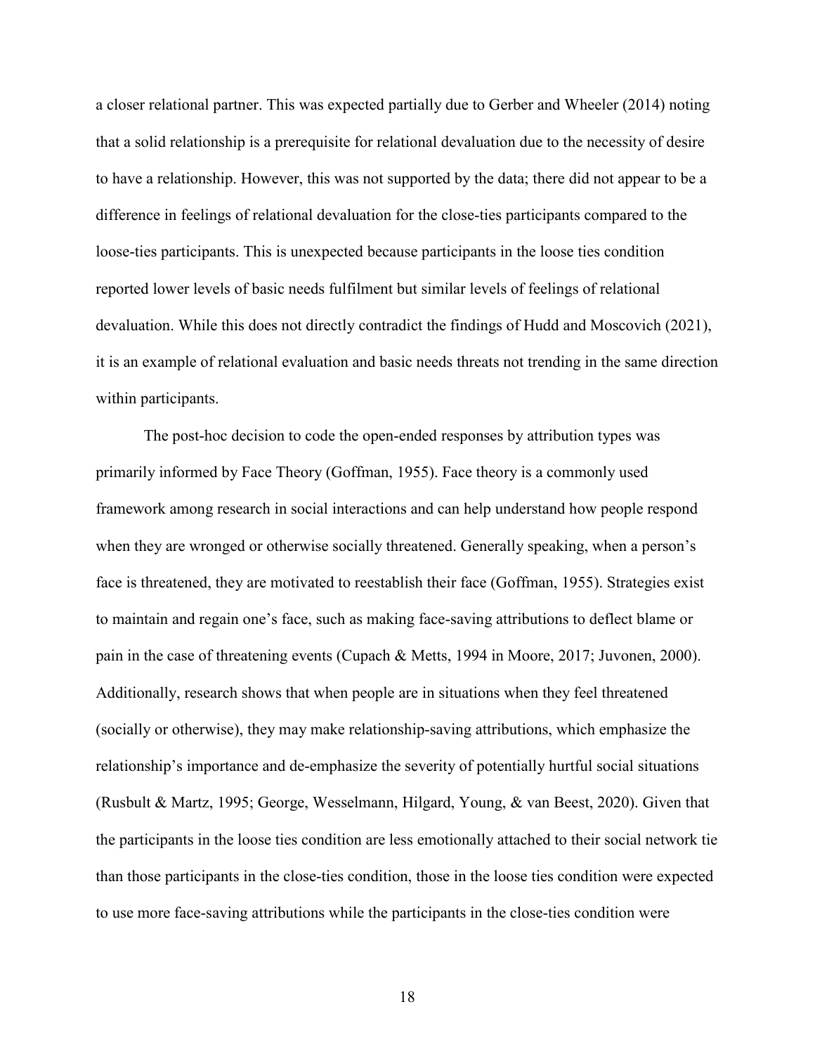a closer relational partner. This was expected partially due to Gerber and Wheeler (2014) noting that a solid relationship is a prerequisite for relational devaluation due to the necessity of desire to have a relationship. However, this was not supported by the data; there did not appear to be a difference in feelings of relational devaluation for the close-ties participants compared to the loose-ties participants. This is unexpected because participants in the loose ties condition reported lower levels of basic needs fulfilment but similar levels of feelings of relational devaluation. While this does not directly contradict the findings of Hudd and Moscovich (2021), it is an example of relational evaluation and basic needs threats not trending in the same direction within participants.

The post-hoc decision to code the open-ended responses by attribution types was primarily informed by Face Theory (Goffman, 1955). Face theory is a commonly used framework among research in social interactions and can help understand how people respond when they are wronged or otherwise socially threatened. Generally speaking, when a person's face is threatened, they are motivated to reestablish their face (Goffman, 1955). Strategies exist to maintain and regain one's face, such as making face-saving attributions to deflect blame or pain in the case of threatening events (Cupach & Metts, 1994 in Moore, 2017; Juvonen, 2000). Additionally, research shows that when people are in situations when they feel threatened (socially or otherwise), they may make relationship-saving attributions, which emphasize the relationship's importance and de-emphasize the severity of potentially hurtful social situations (Rusbult & Martz, 1995; George, Wesselmann, Hilgard, Young, & van Beest, 2020). Given that the participants in the loose ties condition are less emotionally attached to their social network tie than those participants in the close-ties condition, those in the loose ties condition were expected to use more face-saving attributions while the participants in the close-ties condition were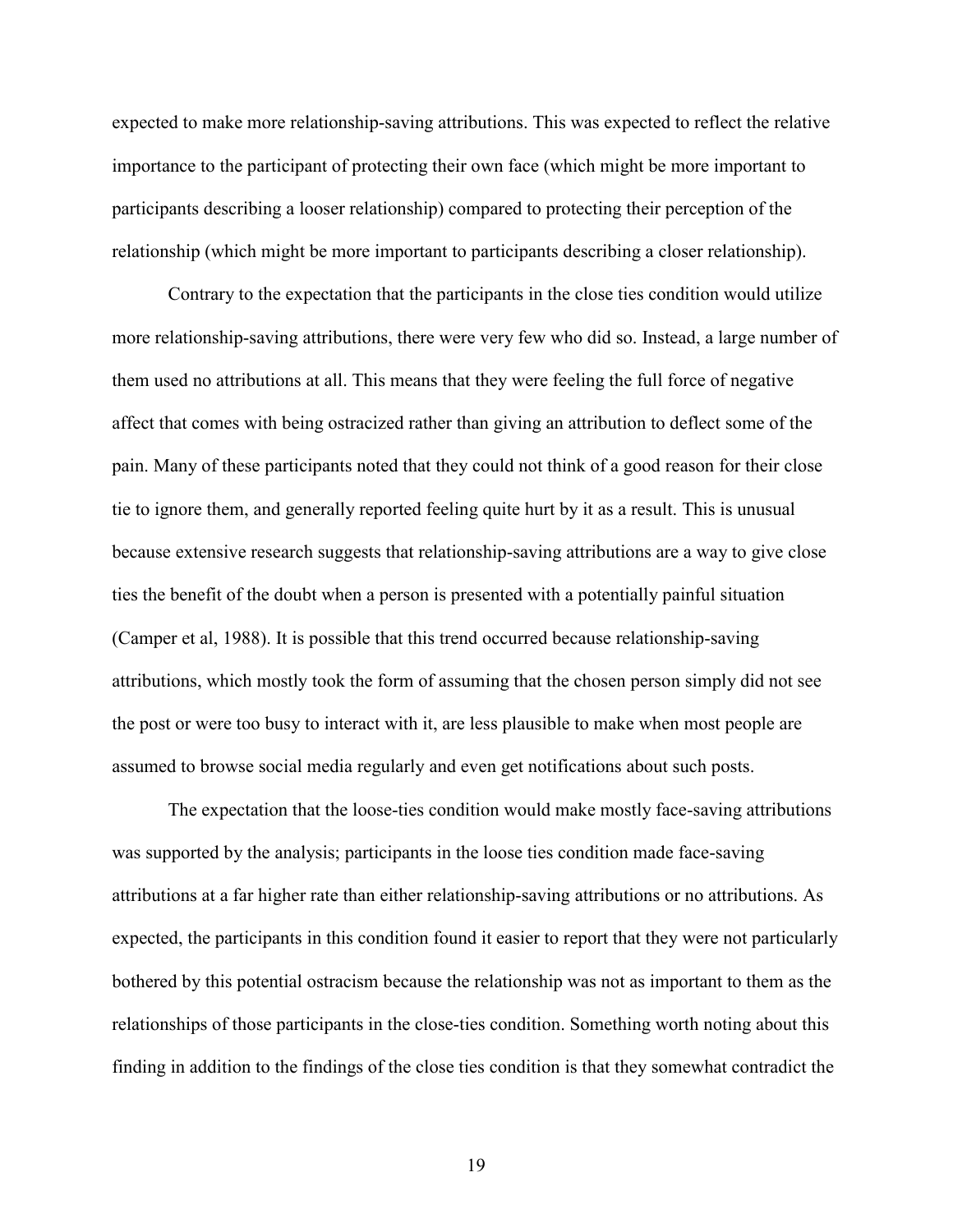expected to make more relationship-saving attributions. This was expected to reflect the relative importance to the participant of protecting their own face (which might be more important to participants describing a looser relationship) compared to protecting their perception of the relationship (which might be more important to participants describing a closer relationship).

Contrary to the expectation that the participants in the close ties condition would utilize more relationship-saving attributions, there were very few who did so. Instead, a large number of them used no attributions at all. This means that they were feeling the full force of negative affect that comes with being ostracized rather than giving an attribution to deflect some of the pain. Many of these participants noted that they could not think of a good reason for their close tie to ignore them, and generally reported feeling quite hurt by it as a result. This is unusual because extensive research suggests that relationship-saving attributions are a way to give close ties the benefit of the doubt when a person is presented with a potentially painful situation (Camper et al, 1988). It is possible that this trend occurred because relationship-saving attributions, which mostly took the form of assuming that the chosen person simply did not see the post or were too busy to interact with it, are less plausible to make when most people are assumed to browse social media regularly and even get notifications about such posts.

The expectation that the loose-ties condition would make mostly face-saving attributions was supported by the analysis; participants in the loose ties condition made face-saving attributions at a far higher rate than either relationship-saving attributions or no attributions. As expected, the participants in this condition found it easier to report that they were not particularly bothered by this potential ostracism because the relationship was not as important to them as the relationships of those participants in the close-ties condition. Something worth noting about this finding in addition to the findings of the close ties condition is that they somewhat contradict the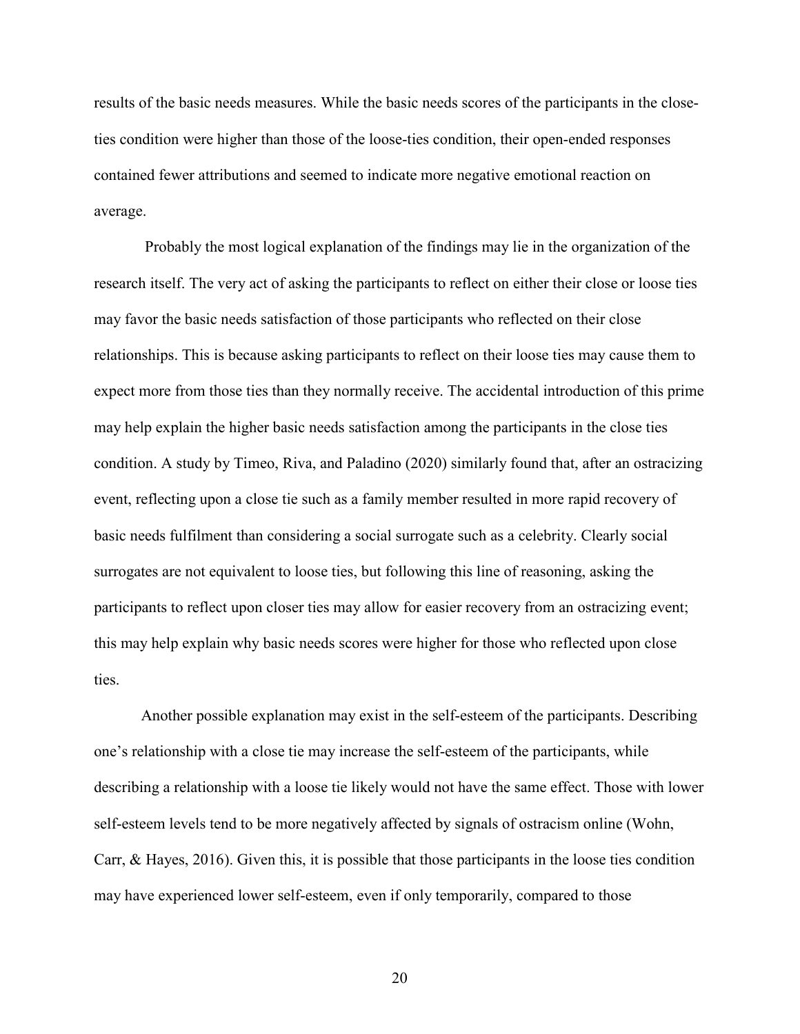results of the basic needs measures. While the basic needs scores of the participants in the close-ties condition were higher than those of the loose-ties condition, their open-ended responses contained fewer attributions and seemed to indicate more negative emotional reaction on average.

Probably the most logical explanation of the findings may lie in the organization of the research itself. The very act of asking the participants to reflect on either their close or loose ties may favor the basic needs satisfaction of those participants who reflected on their close relationships. This is because asking participants to reflect on their loose ties may cause them to expect more from those ties than they normally receive. The accidental introduction of this prime may help explain the higher basic needs satisfaction among the participants in the close ties condition. A study by Timeo, Riva, and Paladino (2020) similarly found that, after an ostracizing event, reflecting upon a close tie such as a family member resulted in more rapid recovery of basic needs fulfilment than considering a social surrogate such as a celebrity. Clearly social surrogates are not equivalent to loose ties, but following this line of reasoning, asking the participants to reflect upon closer ties may allow for easier recovery from an ostracizing event; this may help explain why basic needs scores were higher for those who reflected upon close ties.

Another possible explanation may exist in the self-esteem of the participants. Describing one's relationship with a close tie may increase the self-esteem of the participants, while describing a relationship with a loose tie likely would not have the same effect. Those with lower self-esteem levels tend to be more negatively affected by signals of ostracism online (Wohn, Carr, & Hayes, 2016). Given this, it is possible that those participants in the loose ties condition may have experienced lower self-esteem, even if only temporarily, compared to those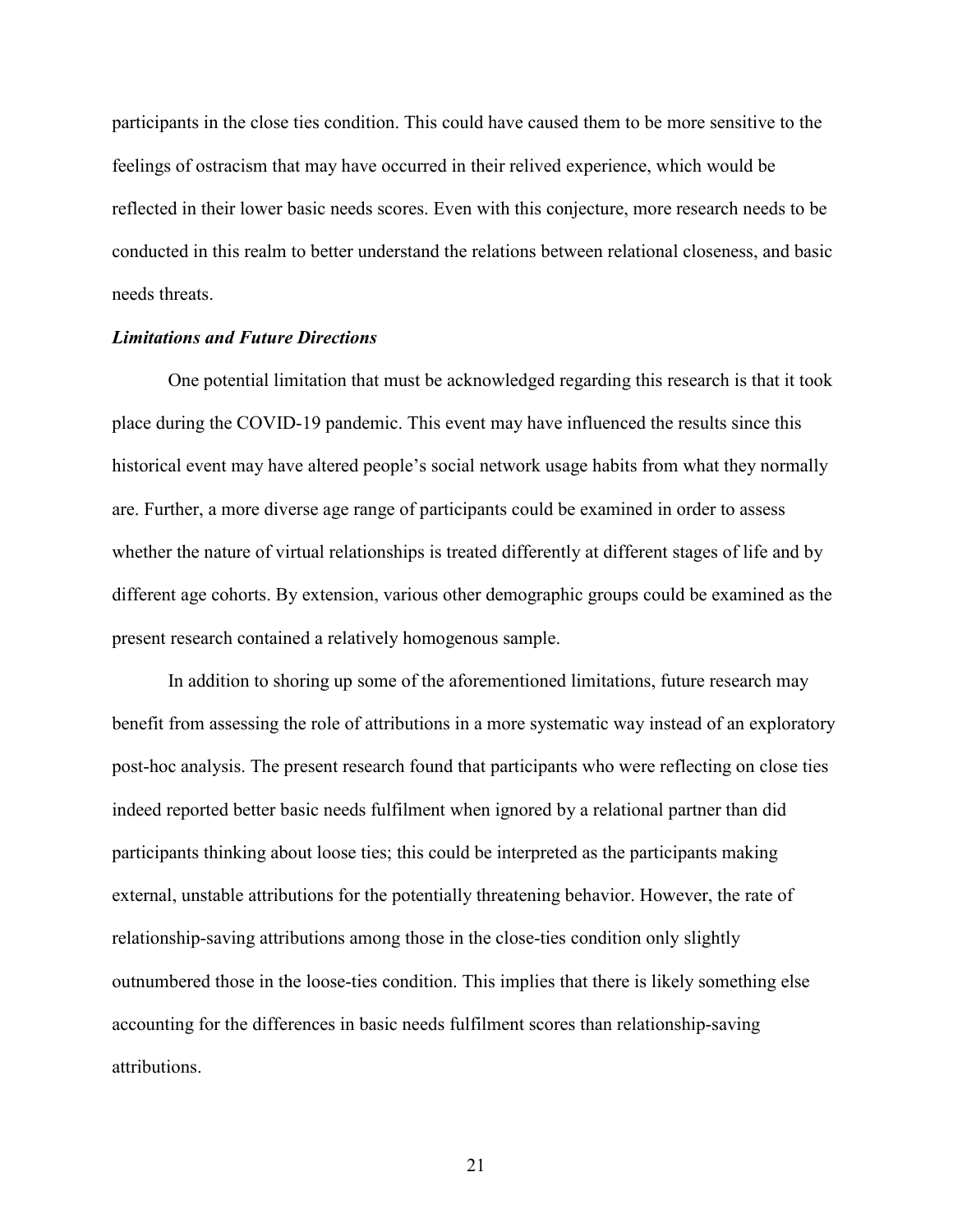participants in the close ties condition. This could have caused them to be more sensitive to the feelings of ostracism that may have occurred in their relived experience, which would be reflected in their lower basic needs scores. Even with this conjecture, more research needs to be conducted in this realm to better understand the relations between relational closeness, and basic needs threats.

### *Limitations and Future Directions*

One potential limitation that must be acknowledged regarding this research is that it took place during the COVID-19 pandemic. This event may have influenced the results since this historical event may have altered people's social network usage habits from what they normally are. Further, a more diverse age range of participants could be examined in order to assess whether the nature of virtual relationships is treated differently at different stages of life and by different age cohorts. By extension, various other demographic groups could be examined as the present research contained a relatively homogenous sample.

In addition to shoring up some of the aforementioned limitations, future research may benefit from assessing the role of attributions in a more systematic way instead of an exploratory post-hoc analysis. The present research found that participants who were reflecting on close ties indeed reported better basic needs fulfilment when ignored by a relational partner than did participants thinking about loose ties; this could be interpreted as the participants making external, unstable attributions for the potentially threatening behavior. However, the rate of relationship-saving attributions among those in the close-ties condition only slightly outnumbered those in the loose-ties condition. This implies that there is likely something else accounting for the differences in basic needs fulfilment scores than relationship-saving attributions.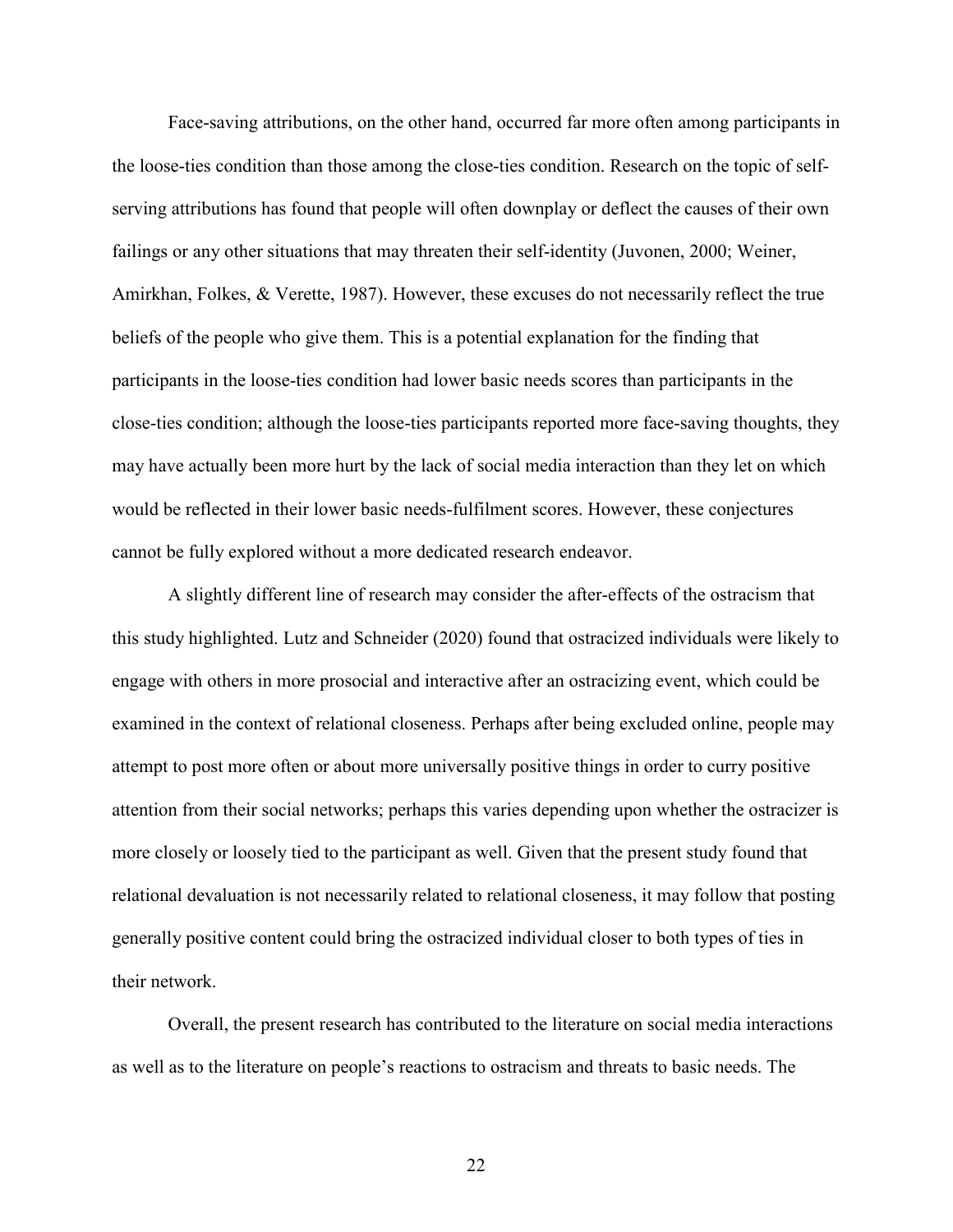Face-saving attributions, on the other hand, occurred far more often among participants in the loose-ties condition than those among the close-ties condition. Research on the topic of self-serving attributions has found that people will often downplay or deflect the causes of their own failings or any other situations that may threaten their self-identity (Juvonen, 2000; Weiner, Amirkhan, Folkes, & Verette, 1987). However, these excuses do not necessarily reflect the true beliefs of the people who give them. This is a potential explanation for the finding that participants in the loose-ties condition had lower basic needs scores than participants in the close-ties condition; although the loose-ties participants reported more face-saving thoughts, they may have actually been more hurt by the lack of social media interaction than they let on which would be reflected in their lower basic needs-fulfilment scores. However, these conjectures cannot be fully explored without a more dedicated research endeavor.

A slightly different line of research may consider the after-effects of the ostracism that this study highlighted. Lutz and Schneider (2020) found that ostracized individuals were likely to engage with others in more prosocial and interactive after an ostracizing event, which could be examined in the context of relational closeness. Perhaps after being excluded online, people may attempt to post more often or about more universally positive things in order to curry positive attention from their social networks; perhaps this varies depending upon whether the ostracizer is more closely or loosely tied to the participant as well. Given that the present study found that relational devaluation is not necessarily related to relational closeness, it may follow that posting generally positive content could bring the ostracized individual closer to both types of ties in their network.

Overall, the present research has contributed to the literature on social media interactions as well as to the literature on people's reactions to ostracism and threats to basic needs. The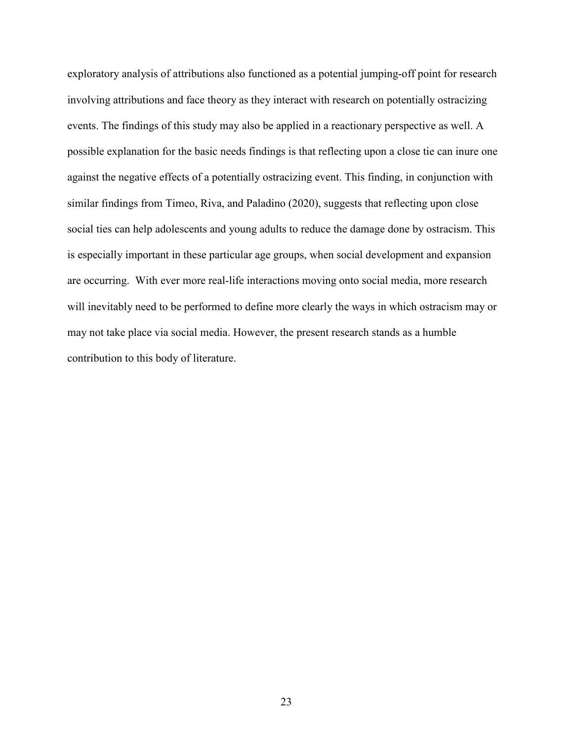exploratory analysis of attributions also functioned as a potential jumping-off point for research involving attributions and face theory as they interact with research on potentially ostracizing events. The findings of this study may also be applied in a reactionary perspective as well. A possible explanation for the basic needs findings is that reflecting upon a close tie can inure one against the negative effects of a potentially ostracizing event. This finding, in conjunction with similar findings from Timeo, Riva, and Paladino (2020), suggests that reflecting upon close social ties can help adolescents and young adults to reduce the damage done by ostracism. This is especially important in these particular age groups, when social development and expansion are occurring. With ever more real-life interactions moving onto social media, more research will inevitably need to be performed to define more clearly the ways in which ostracism may or may not take place via social media. However, the present research stands as a humble contribution to this body of literature.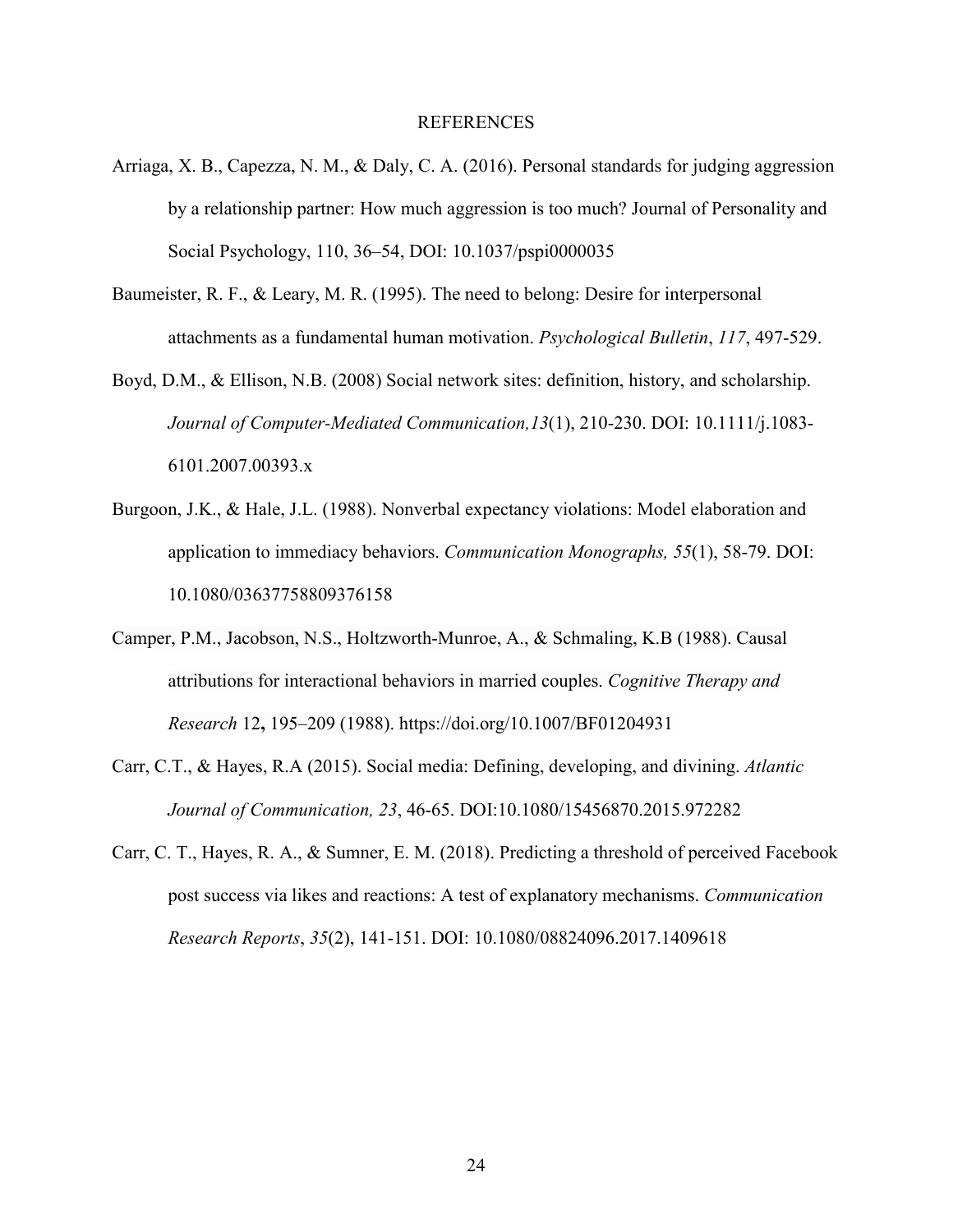# REFERENCES

Arriaga, X. B., Capezza, N. M., & Daly, C. A. (2016). Personal standards for judging aggression by a relationship partner: How much aggression is too much? Journal of Personality and Social Psychology, 110, 36–54, DOI: 10.1037/pspi0000035

Baumeister, R. F., & Leary, M. R. (1995). The need to belong: Desire for interpersonal attachments as a fundamental human motivation. *Psychological Bulletin*, *117*, 497-529.

Boyd, D.M., & Ellison, N.B. (2008) Social network sites: definition, history, and scholarship. *Journal of Computer-Mediated Communication,13*(1), 210-230. DOI: 10.1111/j.1083-6101.2007.00393.x

Burgoon, J.K., & Hale, J.L. (1988). Nonverbal expectancy violations: Model elaboration and application to immediacy behaviors. *Communication Monographs, 55*(1), 58-79. DOI: 10.1080/03637758809376158

Camper, P.M., Jacobson, N.S., Holtzworth-Munroe, A., & Schmaling, K.B (1988). Causal attributions for interactional behaviors in married couples. *Cognitive Therapy and Research* 12**,** 195–209 (1988). https://doi.org/10.1007/BF01204931

Carr, C.T., & Hayes, R.A (2015). Social media: Defining, developing, and divining. *Atlantic Journal of Communication, 23*, 46-65. DOI:10.1080/15456870.2015.972282

Carr, C. T., Hayes, R. A., & Sumner, E. M. (2018). Predicting a threshold of perceived Facebook post success via likes and reactions: A test of explanatory mechanisms. *Communication Research Reports*, *35*(2), 141-151. DOI: 10.1080/08824096.2017.1409618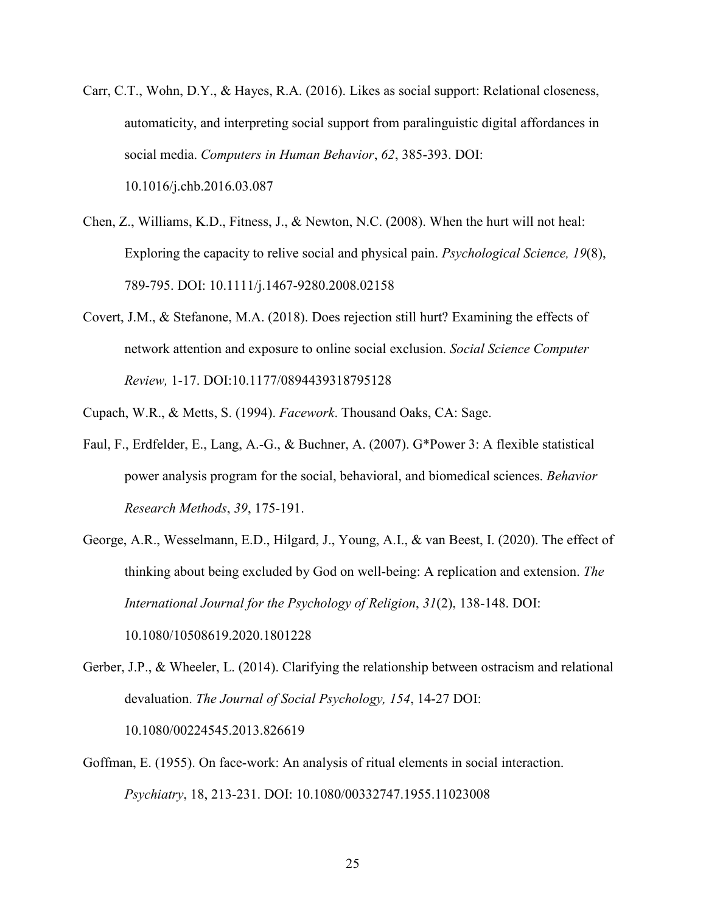Carr, C.T., Wohn, D.Y., & Hayes, R.A. (2016). Likes as social support: Relational closeness, automaticity, and interpreting social support from paralinguistic digital affordances in social media. *Computers in Human Behavior*, *62*, 385-393. DOI: 10.1016/j.chb.2016.03.087

Chen, Z., Williams, K.D., Fitness, J., & Newton, N.C. (2008). When the hurt will not heal: Exploring the capacity to relive social and physical pain. *Psychological Science, 19*(8), 789-795. DOI: 10.1111/j.1467-9280.2008.02158

Covert, J.M., & Stefanone, M.A. (2018). Does rejection still hurt? Examining the effects of network attention and exposure to online social exclusion. *Social Science Computer Review,* 1-17. DOI:10.1177/0894439318795128

Cupach, W.R., & Metts, S. (1994). *Facework*. Thousand Oaks, CA: Sage.

Faul, F., Erdfelder, E., Lang, A.-G., & Buchner, A. (2007). G*Power 3: A flexible statistical power analysis program for the social, behavioral, and biomedical sciences. *Behavior Research Methods*, *39*, 175-191.

George, A.R., Wesselmann, E.D., Hilgard, J., Young, A.I., & van Beest, I. (2020). The effect of thinking about being excluded by God on well-being: A replication and extension. *The International Journal for the Psychology of Religion*, *31*(2), 138-148. DOI: 10.1080/10508619.2020.1801228

Gerber, J.P., & Wheeler, L. (2014). Clarifying the relationship between ostracism and relational devaluation. *The Journal of Social Psychology, 154*, 14-27 DOI: 10.1080/00224545.2013.826619

Goffman, E. (1955). On face-work: An analysis of ritual elements in social interaction. *Psychiatry*, 18, 213-231. DOI: 10.1080/00332747.1955.11023008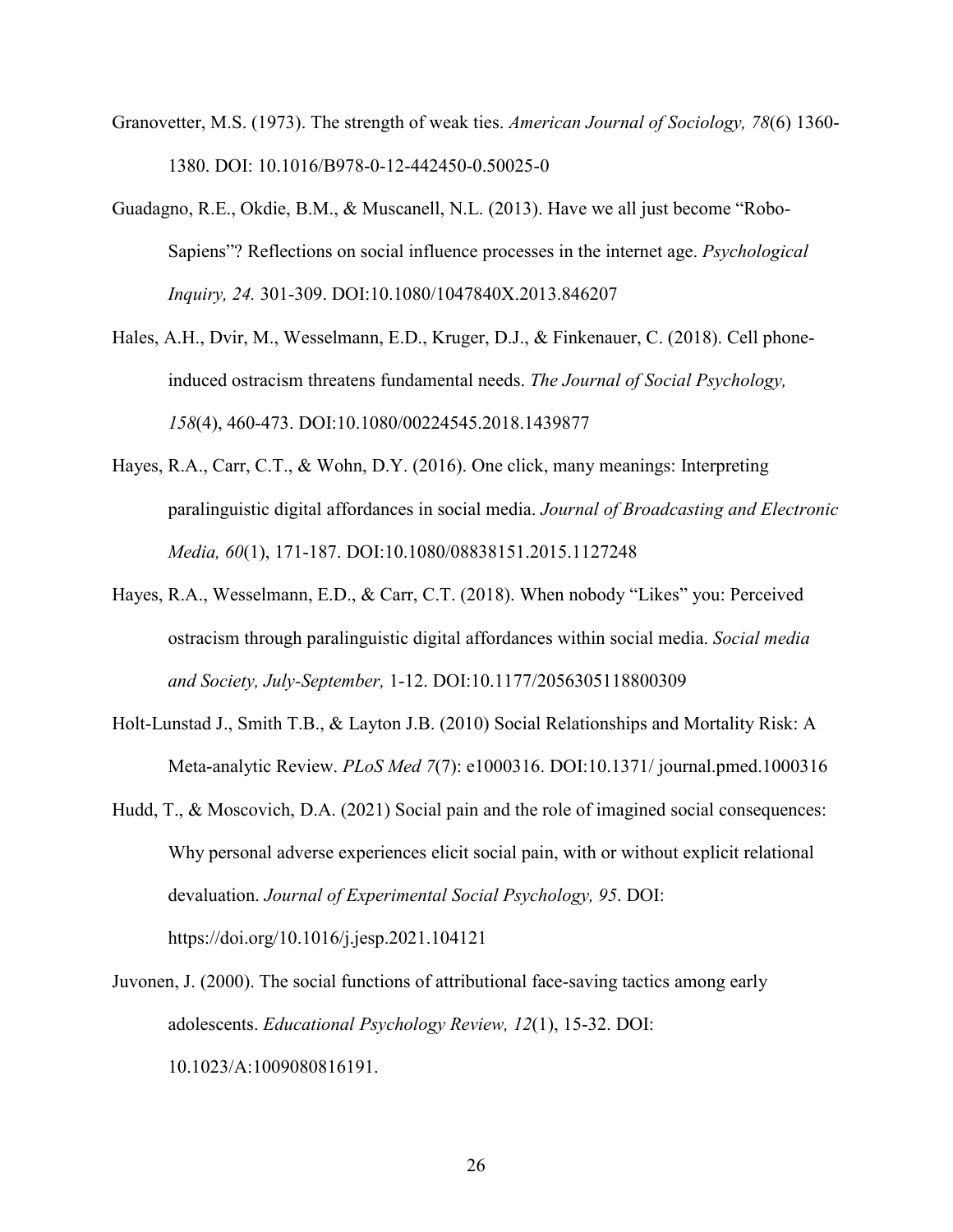Granovetter, M.S. (1973). The strength of weak ties. *American Journal of Sociology, 78*(6) 1360-1380. DOI: 10.1016/B978-0-12-442450-0.50025-0

Guadagno, R.E., Okdie, B.M., & Muscanell, N.L. (2013). Have we all just become "Robo-Sapiens"? Reflections on social influence processes in the internet age. *Psychological Inquiry, 24.* 301-309. DOI:10.1080/1047840X.2013.846207

Hales, A.H., Dvir, M., Wesselmann, E.D., Kruger, D.J., & Finkenauer, C. (2018). Cell phone-induced ostracism threatens fundamental needs. *The Journal of Social Psychology, 158*(4), 460-473. DOI:10.1080/00224545.2018.1439877

Hayes, R.A., Carr, C.T., & Wohn, D.Y. (2016). One click, many meanings: Interpreting paralinguistic digital affordances in social media. *Journal of Broadcasting and Electronic Media, 60*(1), 171-187. DOI:10.1080/08838151.2015.1127248

Hayes, R.A., Wesselmann, E.D., & Carr, C.T. (2018). When nobody "Likes" you: Perceived ostracism through paralinguistic digital affordances within social media. *Social media and Society, July-September,* 1-12. DOI:10.1177/2056305118800309

Holt-Lunstad J., Smith T.B., & Layton J.B. (2010) Social Relationships and Mortality Risk: A Meta-analytic Review. *PLoS Med 7*(7): e1000316. DOI:10.1371/ journal.pmed.1000316

Hudd, T., & Moscovich, D.A. (2021) Social pain and the role of imagined social consequences: Why personal adverse experiences elicit social pain, with or without explicit relational devaluation. *Journal of Experimental Social Psychology, 95*. DOI: https://doi.org/10.1016/j.jesp.2021.104121

Juvonen, J. (2000). The social functions of attributional face-saving tactics among early adolescents. *Educational Psychology Review, 12*(1), 15-32. DOI: 10.1023/A:1009080816191.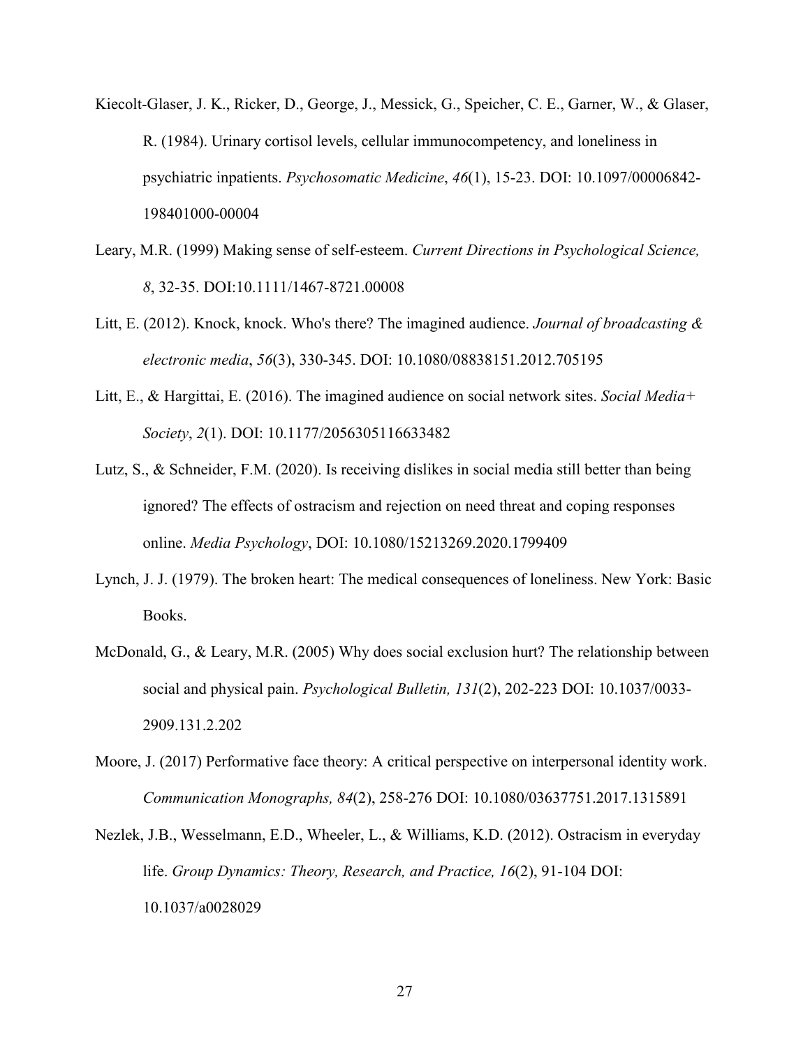Kiecolt-Glaser, J. K., Ricker, D., George, J., Messick, G., Speicher, C. E., Garner, W., & Glaser, R. (1984). Urinary cortisol levels, cellular immunocompetency, and loneliness in psychiatric inpatients. *Psychosomatic Medicine*, *46*(1), 15-23. DOI: 10.1097/00006842-198401000-00004

Leary, M.R. (1999) Making sense of self-esteem. *Current Directions in Psychological Science, 8*, 32-35. DOI:10.1111/1467-8721.00008

Litt, E. (2012). Knock, knock. Who's there? The imagined audience. *Journal of broadcasting & electronic media*, *56*(3), 330-345. DOI: 10.1080/08838151.2012.705195

Litt, E., & Hargittai, E. (2016). The imagined audience on social network sites. *Social Media+ Society*, *2*(1). DOI: 10.1177/2056305116633482

Lutz, S., & Schneider, F.M. (2020). Is receiving dislikes in social media still better than being ignored? The effects of ostracism and rejection on need threat and coping responses online. *Media Psychology*, DOI: 10.1080/15213269.2020.1799409

Lynch, J. J. (1979). The broken heart: The medical consequences of loneliness. New York: Basic Books.

McDonald, G., & Leary, M.R. (2005) Why does social exclusion hurt? The relationship between social and physical pain. *Psychological Bulletin, 131*(2), 202-223 DOI: 10.1037/0033-2909.131.2.202

Moore, J. (2017) Performative face theory: A critical perspective on interpersonal identity work. *Communication Monographs, 84*(2), 258-276 DOI: 10.1080/03637751.2017.1315891

Nezlek, J.B., Wesselmann, E.D., Wheeler, L., & Williams, K.D. (2012). Ostracism in everyday life. *Group Dynamics: Theory, Research, and Practice, 16*(2), 91-104 DOI: 10.1037/a0028029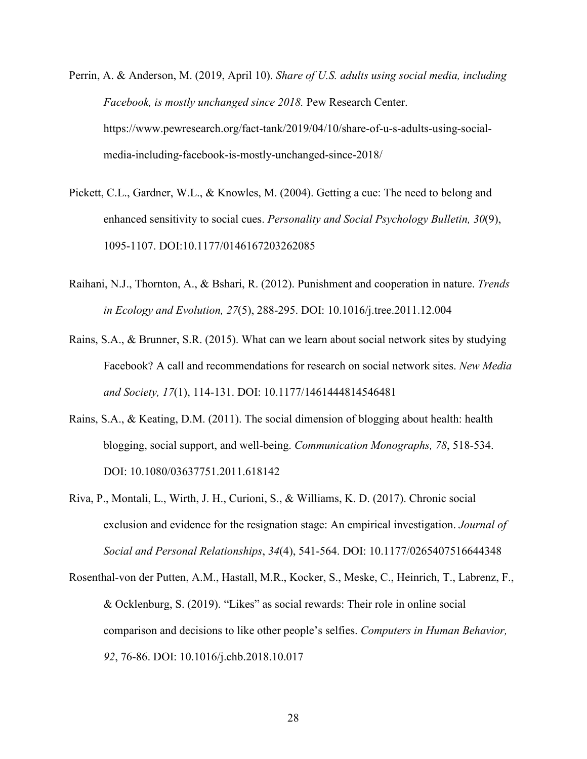Perrin, A. & Anderson, M. (2019, April 10). *Share of U.S. adults using social media, including Facebook, is mostly unchanged since 2018.* Pew Research Center. https://www.pewresearch.org/fact-tank/2019/04/10/share-of-u-s-adults-using-social-media-including-facebook-is-mostly-unchanged-since-2018/

Pickett, C.L., Gardner, W.L., & Knowles, M. (2004). Getting a cue: The need to belong and enhanced sensitivity to social cues. *Personality and Social Psychology Bulletin, 30*(9), 1095-1107. DOI:10.1177/0146167203262085

Raihani, N.J., Thornton, A., & Bshari, R. (2012). Punishment and cooperation in nature. *Trends in Ecology and Evolution, 27*(5), 288-295. DOI: 10.1016/j.tree.2011.12.004

Rains, S.A., & Brunner, S.R. (2015). What can we learn about social network sites by studying Facebook? A call and recommendations for research on social network sites. *New Media and Society, 17*(1), 114-131. DOI: 10.1177/1461444814546481

Rains, S.A., & Keating, D.M. (2011). The social dimension of blogging about health: health blogging, social support, and well-being. *Communication Monographs, 78*, 518-534. DOI: 10.1080/03637751.2011.618142

Riva, P., Montali, L., Wirth, J. H., Curioni, S., & Williams, K. D. (2017). Chronic social exclusion and evidence for the resignation stage: An empirical investigation. *Journal of Social and Personal Relationships*, *34*(4), 541-564. DOI: 10.1177/0265407516644348

Rosenthal-von der Putten, A.M., Hastall, M.R., Kocker, S., Meske, C., Heinrich, T., Labrenz, F., & Ocklenburg, S. (2019). "Likes" as social rewards: Their role in online social comparison and decisions to like other people's selfies. *Computers in Human Behavior, 92*, 76-86. DOI: 10.1016/j.chb.2018.10.017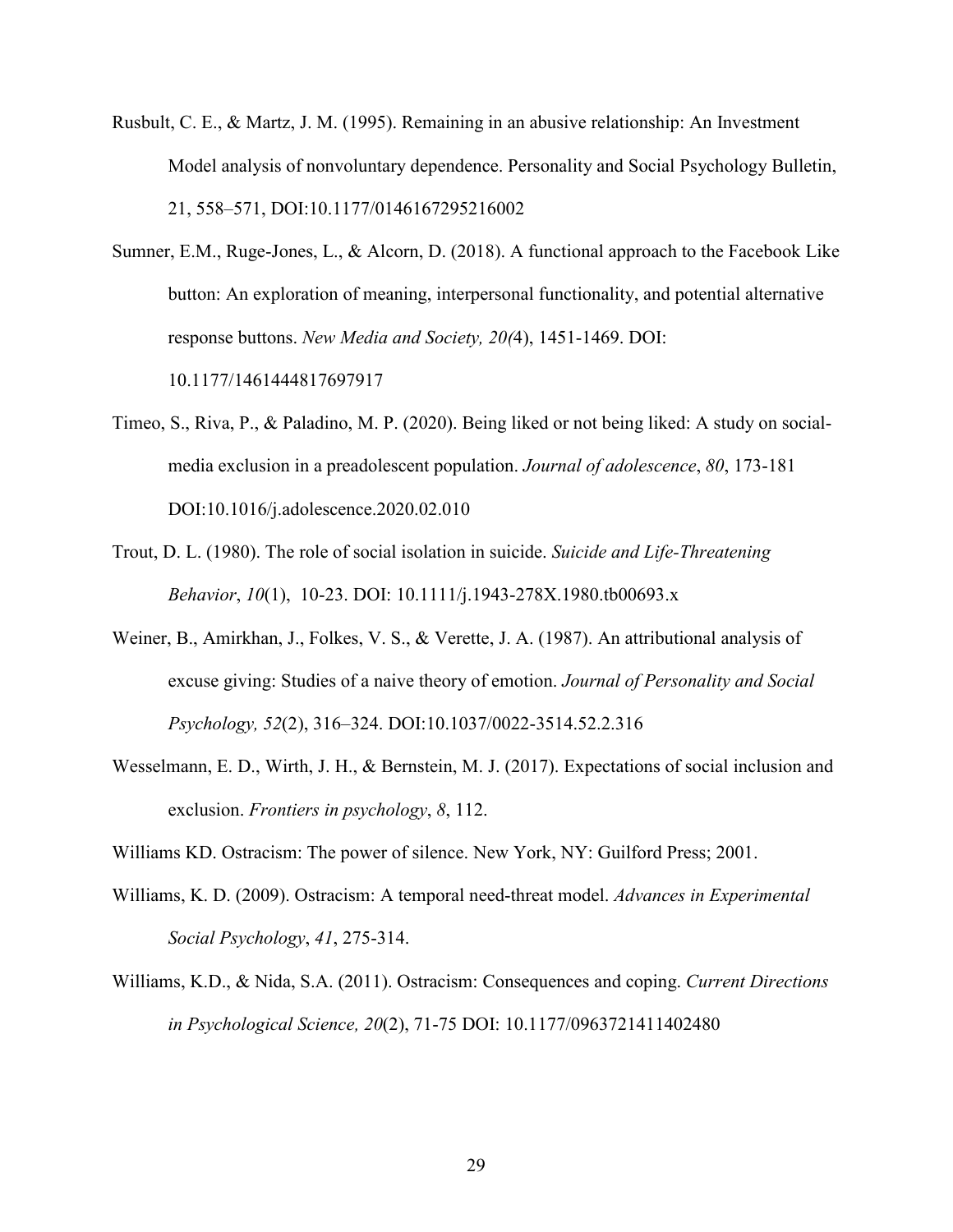Rusbult, C. E., & Martz, J. M. (1995). Remaining in an abusive relationship: An Investment Model analysis of nonvoluntary dependence. Personality and Social Psychology Bulletin, 21, 558–571, DOI:10.1177/0146167295216002

Sumner, E.M., Ruge-Jones, L., & Alcorn, D. (2018). A functional approach to the Facebook Like button: An exploration of meaning, interpersonal functionality, and potential alternative response buttons. *New Media and Society, 20(*4), 1451-1469. DOI: 10.1177/1461444817697917

Timeo, S., Riva, P., & Paladino, M. P. (2020). Being liked or not being liked: A study on social-media exclusion in a preadolescent population. *Journal of adolescence*, *80*, 173-181 DOI:10.1016/j.adolescence.2020.02.010

Trout, D. L. (1980). The role of social isolation in suicide. *Suicide and Life-Threatening Behavior*, *10*(1), 10-23. DOI: 10.1111/j.1943-278X.1980.tb00693.x

Weiner, B., Amirkhan, J., Folkes, V. S., & Verette, J. A. (1987). An attributional analysis of excuse giving: Studies of a naive theory of emotion. *Journal of Personality and Social Psychology, 52*(2), 316–324. DOI:10.1037/0022-3514.52.2.316

Wesselmann, E. D., Wirth, J. H., & Bernstein, M. J. (2017). Expectations of social inclusion and exclusion. *Frontiers in psychology*, *8*, 112.

Williams KD. Ostracism: The power of silence. New York, NY: Guilford Press; 2001.

Williams, K. D. (2009). Ostracism: A temporal need-threat model. *Advances in Experimental Social Psychology*, *41*, 275-314.

Williams, K.D., & Nida, S.A. (2011). Ostracism: Consequences and coping. *Current Directions in Psychological Science, 20*(2), 71-75 DOI: 10.1177/0963721411402480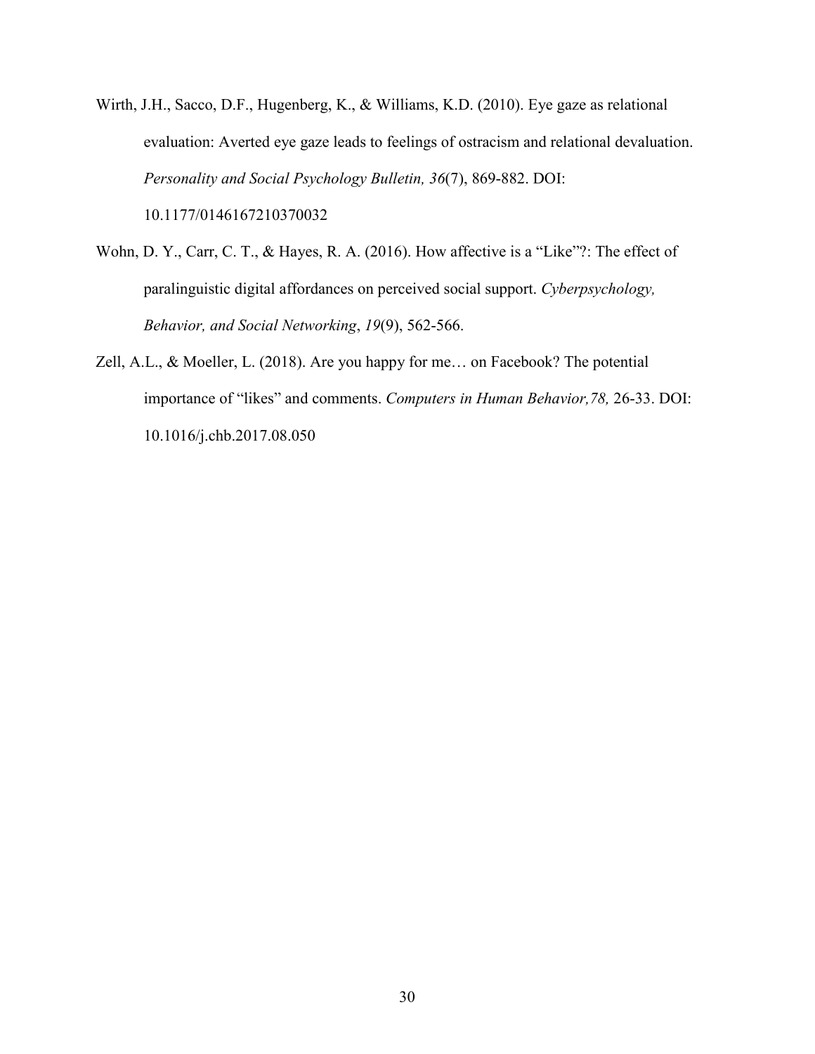Wirth, J.H., Sacco, D.F., Hugenberg, K., & Williams, K.D. (2010). Eye gaze as relational evaluation: Averted eye gaze leads to feelings of ostracism and relational devaluation. *Personality and Social Psychology Bulletin, 36*(7), 869-882. DOI: 10.1177/0146167210370032

Wohn, D. Y., Carr, C. T., & Hayes, R. A. (2016). How affective is a "Like"?: The effect of paralinguistic digital affordances on perceived social support. *Cyberpsychology, Behavior, and Social Networking*, *19*(9), 562-566.

Zell, A.L., & Moeller, L. (2018). Are you happy for me… on Facebook? The potential importance of "likes" and comments. *Computers in Human Behavior,78,* 26-33. DOI: 10.1016/j.chb.2017.08.050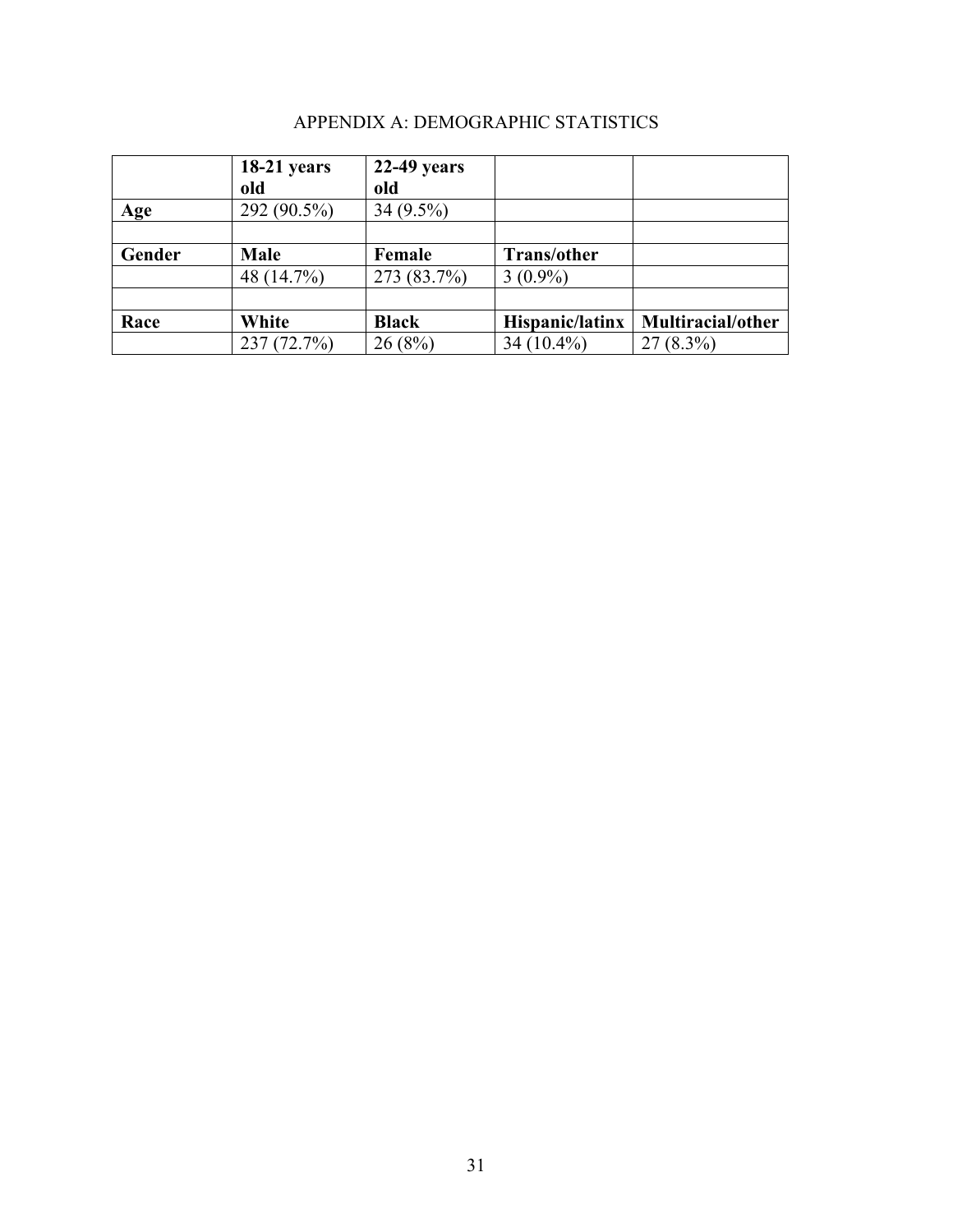## APPENDIX A: DEMOGRAPHIC STATISTICS

| | **18-21 years old** | **22-49 years old** | | |
|---|---|---|---|---|
| **Age** | 292 (90.5%) | 34 (9.5%) | | |
| | | | | |
| **Gender** | **Male** | **Female** | **Trans/other** | |
| | 48 (14.7%) | 273 (83.7%) | 3 (0.9%) | |
| | | | | |
| **Race** | **White** | **Black** | **Hispanic/latinx** | **Multiracial/other** |
| | 237 (72.7%) | 26 (8%) | 34 (10.4%) | 27 (8.3%) |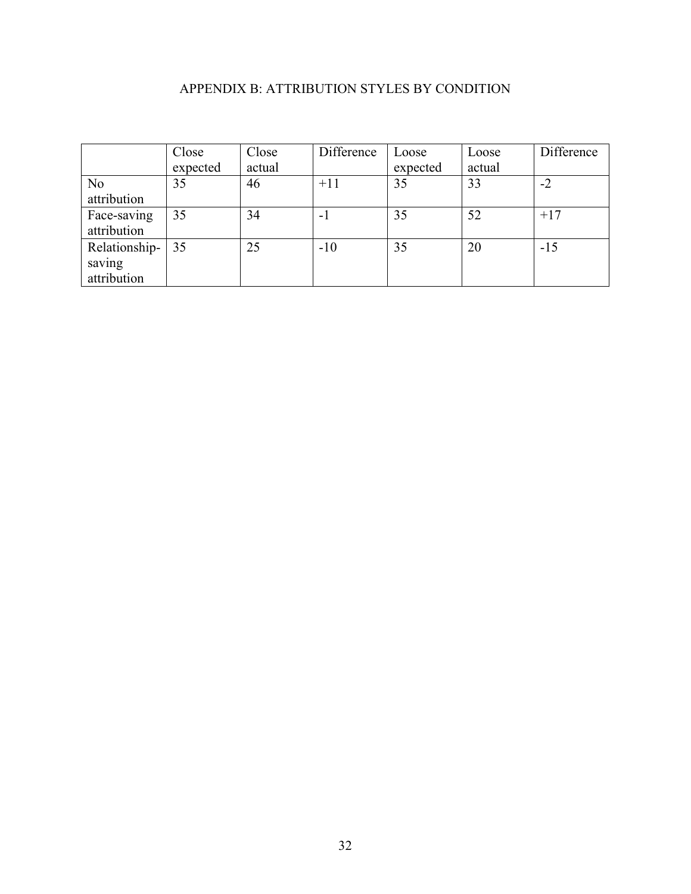## APPENDIX B: ATTRIBUTION STYLES BY CONDITION

| | Close expected | Close actual | Difference | Loose expected | Loose actual | Difference |
|---|---|---|---|---|---|---|
| No attribution | 35 | 46 | +11 | 35 | 33 | -2 |
| Face-saving attribution | 35 | 34 | -1 | 35 | 52 | +17 |
| Relationship-saving attribution | 35 | 25 | -10 | 35 | 20 | -15 |